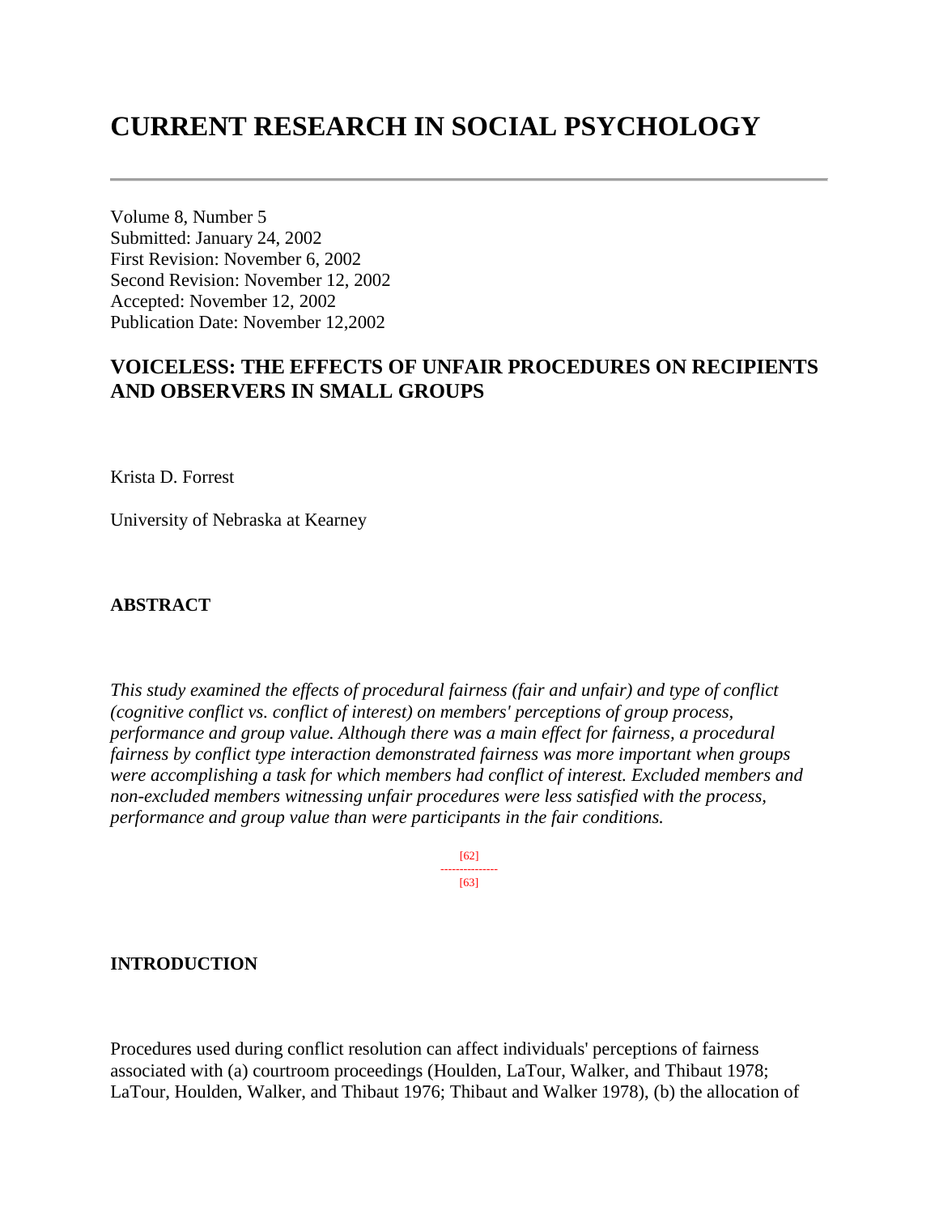# CURRENT RESEARCH IN SOCIAL PSYCHOLOGY

Volume 8, Number 5
Submitted: January 24, 2002
First Revision: November 6, 2002
Second Revision: November 12, 2002
Accepted: November 12, 2002
Publication Date: November 12,2002

## VOICELESS: THE EFFECTS OF UNFAIR PROCEDURES ON RECIPIENTS AND OBSERVERS IN SMALL GROUPS

Krista D. Forrest

University of Nebraska at Kearney

### ABSTRACT

*This study examined the effects of procedural fairness (fair and unfair) and type of conflict (cognitive conflict vs. conflict of interest) on members' perceptions of group process, performance and group value. Although there was a main effect for fairness, a procedural fairness by conflict type interaction demonstrated fairness was more important when groups were accomplishing a task for which members had conflict of interest. Excluded members and non-excluded members witnessing unfair procedures were less satisfied with the process, performance and group value than were participants in the fair conditions.*

[62]
---------------
[63]

### INTRODUCTION

Procedures used during conflict resolution can affect individuals' perceptions of fairness associated with (a) courtroom proceedings (Houlden, LaTour, Walker, and Thibaut 1978; LaTour, Houlden, Walker, and Thibaut 1976; Thibaut and Walker 1978), (b) the allocation of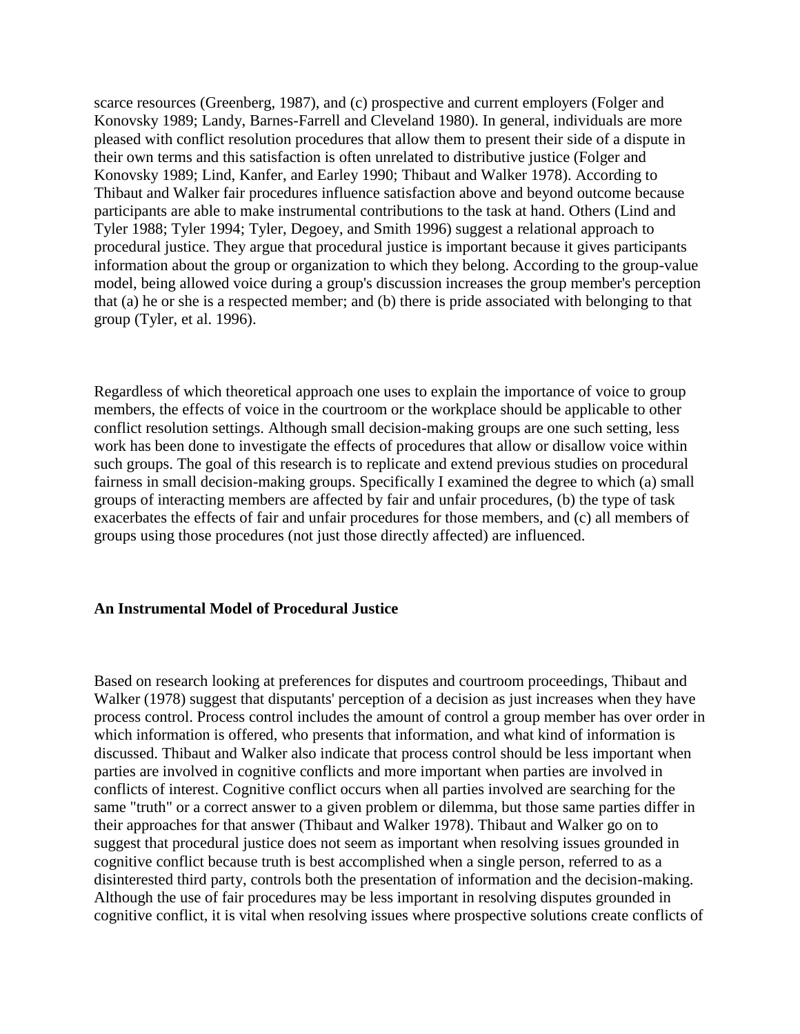scarce resources (Greenberg, 1987), and (c) prospective and current employers (Folger and Konovsky 1989; Landy, Barnes-Farrell and Cleveland 1980). In general, individuals are more pleased with conflict resolution procedures that allow them to present their side of a dispute in their own terms and this satisfaction is often unrelated to distributive justice (Folger and Konovsky 1989; Lind, Kanfer, and Earley 1990; Thibaut and Walker 1978). According to Thibaut and Walker fair procedures influence satisfaction above and beyond outcome because participants are able to make instrumental contributions to the task at hand. Others (Lind and Tyler 1988; Tyler 1994; Tyler, Degoey, and Smith 1996) suggest a relational approach to procedural justice. They argue that procedural justice is important because it gives participants information about the group or organization to which they belong. According to the group-value model, being allowed voice during a group's discussion increases the group member's perception that (a) he or she is a respected member; and (b) there is pride associated with belonging to that group (Tyler, et al. 1996).

Regardless of which theoretical approach one uses to explain the importance of voice to group members, the effects of voice in the courtroom or the workplace should be applicable to other conflict resolution settings. Although small decision-making groups are one such setting, less work has been done to investigate the effects of procedures that allow or disallow voice within such groups. The goal of this research is to replicate and extend previous studies on procedural fairness in small decision-making groups. Specifically I examined the degree to which (a) small groups of interacting members are affected by fair and unfair procedures, (b) the type of task exacerbates the effects of fair and unfair procedures for those members, and (c) all members of groups using those procedures (not just those directly affected) are influenced.

**An Instrumental Model of Procedural Justice**

Based on research looking at preferences for disputes and courtroom proceedings, Thibaut and Walker (1978) suggest that disputants' perception of a decision as just increases when they have process control. Process control includes the amount of control a group member has over order in which information is offered, who presents that information, and what kind of information is discussed. Thibaut and Walker also indicate that process control should be less important when parties are involved in cognitive conflicts and more important when parties are involved in conflicts of interest. Cognitive conflict occurs when all parties involved are searching for the same "truth" or a correct answer to a given problem or dilemma, but those same parties differ in their approaches for that answer (Thibaut and Walker 1978). Thibaut and Walker go on to suggest that procedural justice does not seem as important when resolving issues grounded in cognitive conflict because truth is best accomplished when a single person, referred to as a disinterested third party, controls both the presentation of information and the decision-making. Although the use of fair procedures may be less important in resolving disputes grounded in cognitive conflict, it is vital when resolving issues where prospective solutions create conflicts of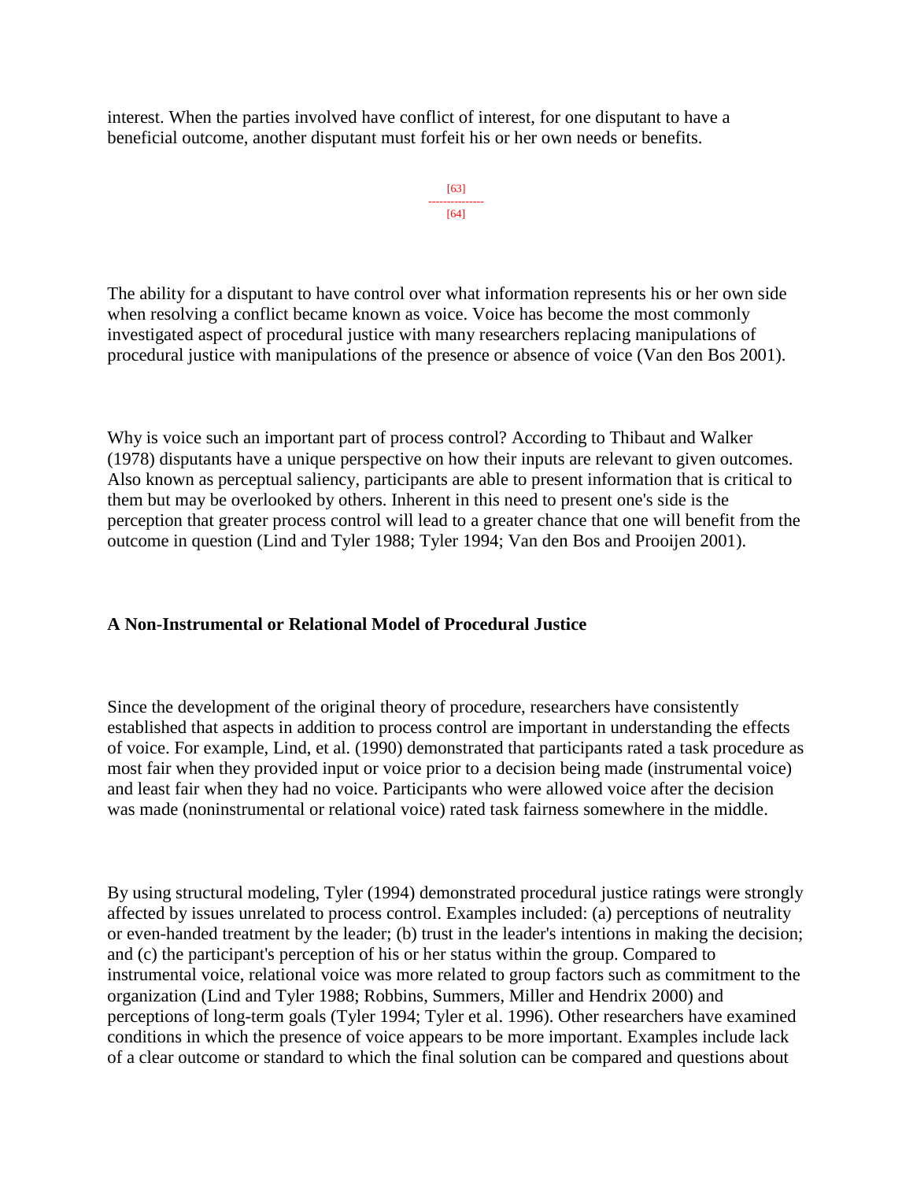interest. When the parties involved have conflict of interest, for one disputant to have a beneficial outcome, another disputant must forfeit his or her own needs or benefits.

The ability for a disputant to have control over what information represents his or her own side when resolving a conflict became known as voice. Voice has become the most commonly investigated aspect of procedural justice with many researchers replacing manipulations of procedural justice with manipulations of the presence or absence of voice (Van den Bos 2001).

Why is voice such an important part of process control? According to Thibaut and Walker (1978) disputants have a unique perspective on how their inputs are relevant to given outcomes. Also known as perceptual saliency, participants are able to present information that is critical to them but may be overlooked by others. Inherent in this need to present one's side is the perception that greater process control will lead to a greater chance that one will benefit from the outcome in question (Lind and Tyler 1988; Tyler 1994; Van den Bos and Prooijen 2001).

**A Non-Instrumental or Relational Model of Procedural Justice**

Since the development of the original theory of procedure, researchers have consistently established that aspects in addition to process control are important in understanding the effects of voice. For example, Lind, et al. (1990) demonstrated that participants rated a task procedure as most fair when they provided input or voice prior to a decision being made (instrumental voice) and least fair when they had no voice. Participants who were allowed voice after the decision was made (noninstrumental or relational voice) rated task fairness somewhere in the middle.

By using structural modeling, Tyler (1994) demonstrated procedural justice ratings were strongly affected by issues unrelated to process control. Examples included: (a) perceptions of neutrality or even-handed treatment by the leader; (b) trust in the leader's intentions in making the decision; and (c) the participant's perception of his or her status within the group. Compared to instrumental voice, relational voice was more related to group factors such as commitment to the organization (Lind and Tyler 1988; Robbins, Summers, Miller and Hendrix 2000) and perceptions of long-term goals (Tyler 1994; Tyler et al. 1996). Other researchers have examined conditions in which the presence of voice appears to be more important. Examples include lack of a clear outcome or standard to which the final solution can be compared and questions about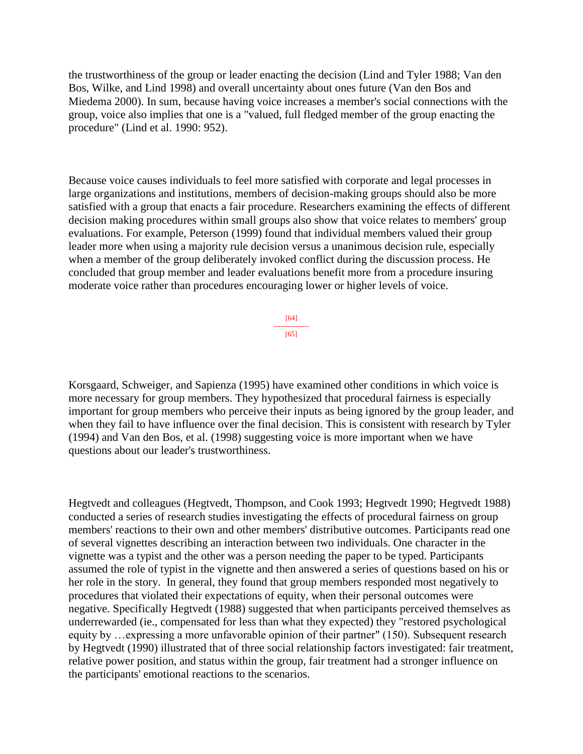the trustworthiness of the group or leader enacting the decision (Lind and Tyler 1988; Van den Bos, Wilke, and Lind 1998) and overall uncertainty about ones future (Van den Bos and Miedema 2000). In sum, because having voice increases a member's social connections with the group, voice also implies that one is a "valued, full fledged member of the group enacting the procedure" (Lind et al. 1990: 952).

Because voice causes individuals to feel more satisfied with corporate and legal processes in large organizations and institutions, members of decision-making groups should also be more satisfied with a group that enacts a fair procedure. Researchers examining the effects of different decision making procedures within small groups also show that voice relates to members' group evaluations. For example, Peterson (1999) found that individual members valued their group leader more when using a majority rule decision versus a unanimous decision rule, especially when a member of the group deliberately invoked conflict during the discussion process. He concluded that group member and leader evaluations benefit more from a procedure insuring moderate voice rather than procedures encouraging lower or higher levels of voice.

Korsgaard, Schweiger, and Sapienza (1995) have examined other conditions in which voice is more necessary for group members. They hypothesized that procedural fairness is especially important for group members who perceive their inputs as being ignored by the group leader, and when they fail to have influence over the final decision. This is consistent with research by Tyler (1994) and Van den Bos, et al. (1998) suggesting voice is more important when we have questions about our leader's trustworthiness.

Hegtvedt and colleagues (Hegtvedt, Thompson, and Cook 1993; Hegtvedt 1990; Hegtvedt 1988) conducted a series of research studies investigating the effects of procedural fairness on group members' reactions to their own and other members' distributive outcomes. Participants read one of several vignettes describing an interaction between two individuals. One character in the vignette was a typist and the other was a person needing the paper to be typed. Participants assumed the role of typist in the vignette and then answered a series of questions based on his or her role in the story. In general, they found that group members responded most negatively to procedures that violated their expectations of equity, when their personal outcomes were negative. Specifically Hegtvedt (1988) suggested that when participants perceived themselves as underrewarded (ie., compensated for less than what they expected) they "restored psychological equity by …expressing a more unfavorable opinion of their partner" (150). Subsequent research by Hegtvedt (1990) illustrated that of three social relationship factors investigated: fair treatment, relative power position, and status within the group, fair treatment had a stronger influence on the participants' emotional reactions to the scenarios.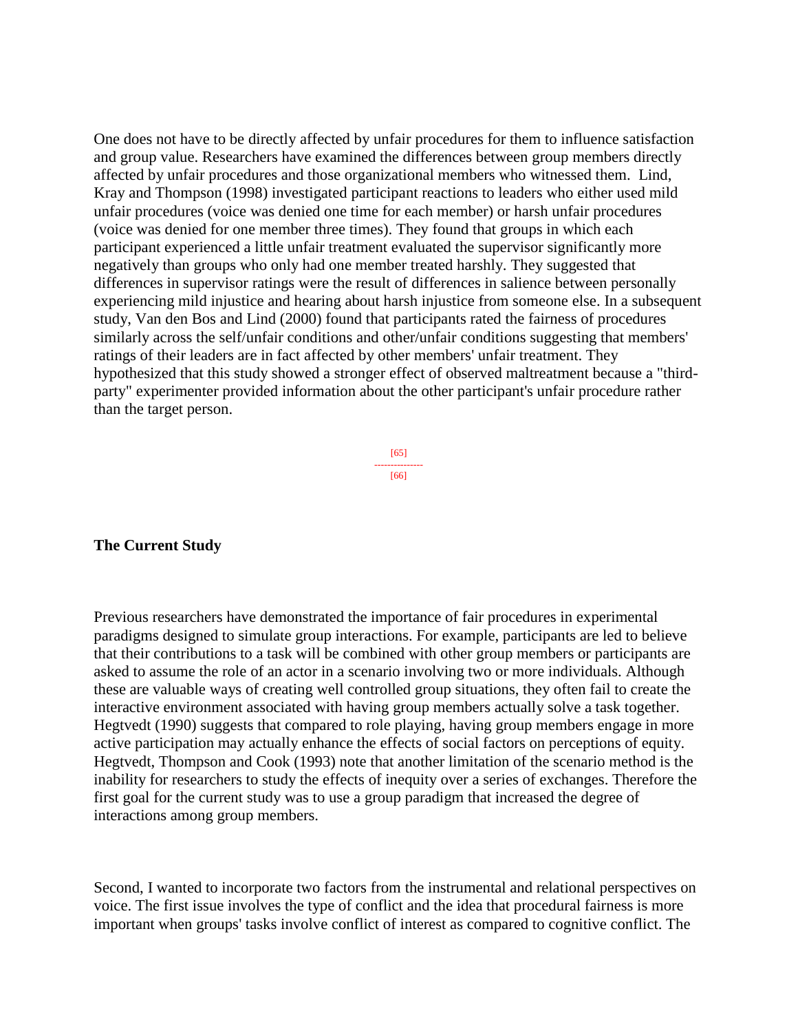One does not have to be directly affected by unfair procedures for them to influence satisfaction and group value. Researchers have examined the differences between group members directly affected by unfair procedures and those organizational members who witnessed them. Lind, Kray and Thompson (1998) investigated participant reactions to leaders who either used mild unfair procedures (voice was denied one time for each member) or harsh unfair procedures (voice was denied for one member three times). They found that groups in which each participant experienced a little unfair treatment evaluated the supervisor significantly more negatively than groups who only had one member treated harshly. They suggested that differences in supervisor ratings were the result of differences in salience between personally experiencing mild injustice and hearing about harsh injustice from someone else. In a subsequent study, Van den Bos and Lind (2000) found that participants rated the fairness of procedures similarly across the self/unfair conditions and other/unfair conditions suggesting that members' ratings of their leaders are in fact affected by other members' unfair treatment. They hypothesized that this study showed a stronger effect of observed maltreatment because a "third-party" experimenter provided information about the other participant's unfair procedure rather than the target person.

**The Current Study**

Previous researchers have demonstrated the importance of fair procedures in experimental paradigms designed to simulate group interactions. For example, participants are led to believe that their contributions to a task will be combined with other group members or participants are asked to assume the role of an actor in a scenario involving two or more individuals. Although these are valuable ways of creating well controlled group situations, they often fail to create the interactive environment associated with having group members actually solve a task together. Hegtvedt (1990) suggests that compared to role playing, having group members engage in more active participation may actually enhance the effects of social factors on perceptions of equity. Hegtvedt, Thompson and Cook (1993) note that another limitation of the scenario method is the inability for researchers to study the effects of inequity over a series of exchanges. Therefore the first goal for the current study was to use a group paradigm that increased the degree of interactions among group members.

Second, I wanted to incorporate two factors from the instrumental and relational perspectives on voice. The first issue involves the type of conflict and the idea that procedural fairness is more important when groups' tasks involve conflict of interest as compared to cognitive conflict. The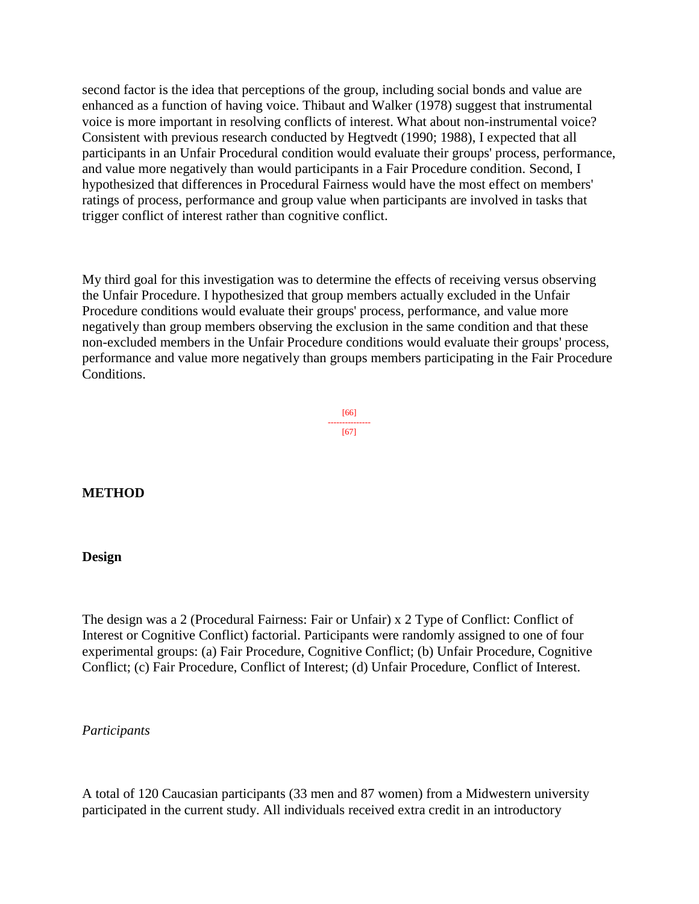second factor is the idea that perceptions of the group, including social bonds and value are enhanced as a function of having voice. Thibaut and Walker (1978) suggest that instrumental voice is more important in resolving conflicts of interest. What about non-instrumental voice? Consistent with previous research conducted by Hegtvedt (1990; 1988), I expected that all participants in an Unfair Procedural condition would evaluate their groups' process, performance, and value more negatively than would participants in a Fair Procedure condition. Second, I hypothesized that differences in Procedural Fairness would have the most effect on members' ratings of process, performance and group value when participants are involved in tasks that trigger conflict of interest rather than cognitive conflict.

My third goal for this investigation was to determine the effects of receiving versus observing the Unfair Procedure. I hypothesized that group members actually excluded in the Unfair Procedure conditions would evaluate their groups' process, performance, and value more negatively than group members observing the exclusion in the same condition and that these non-excluded members in the Unfair Procedure conditions would evaluate their groups' process, performance and value more negatively than groups members participating in the Fair Procedure Conditions.

## METHOD

### Design

The design was a 2 (Procedural Fairness: Fair or Unfair) x 2 Type of Conflict: Conflict of Interest or Cognitive Conflict) factorial. Participants were randomly assigned to one of four experimental groups: (a) Fair Procedure, Cognitive Conflict; (b) Unfair Procedure, Cognitive Conflict; (c) Fair Procedure, Conflict of Interest; (d) Unfair Procedure, Conflict of Interest.

*Participants*

A total of 120 Caucasian participants (33 men and 87 women) from a Midwestern university participated in the current study. All individuals received extra credit in an introductory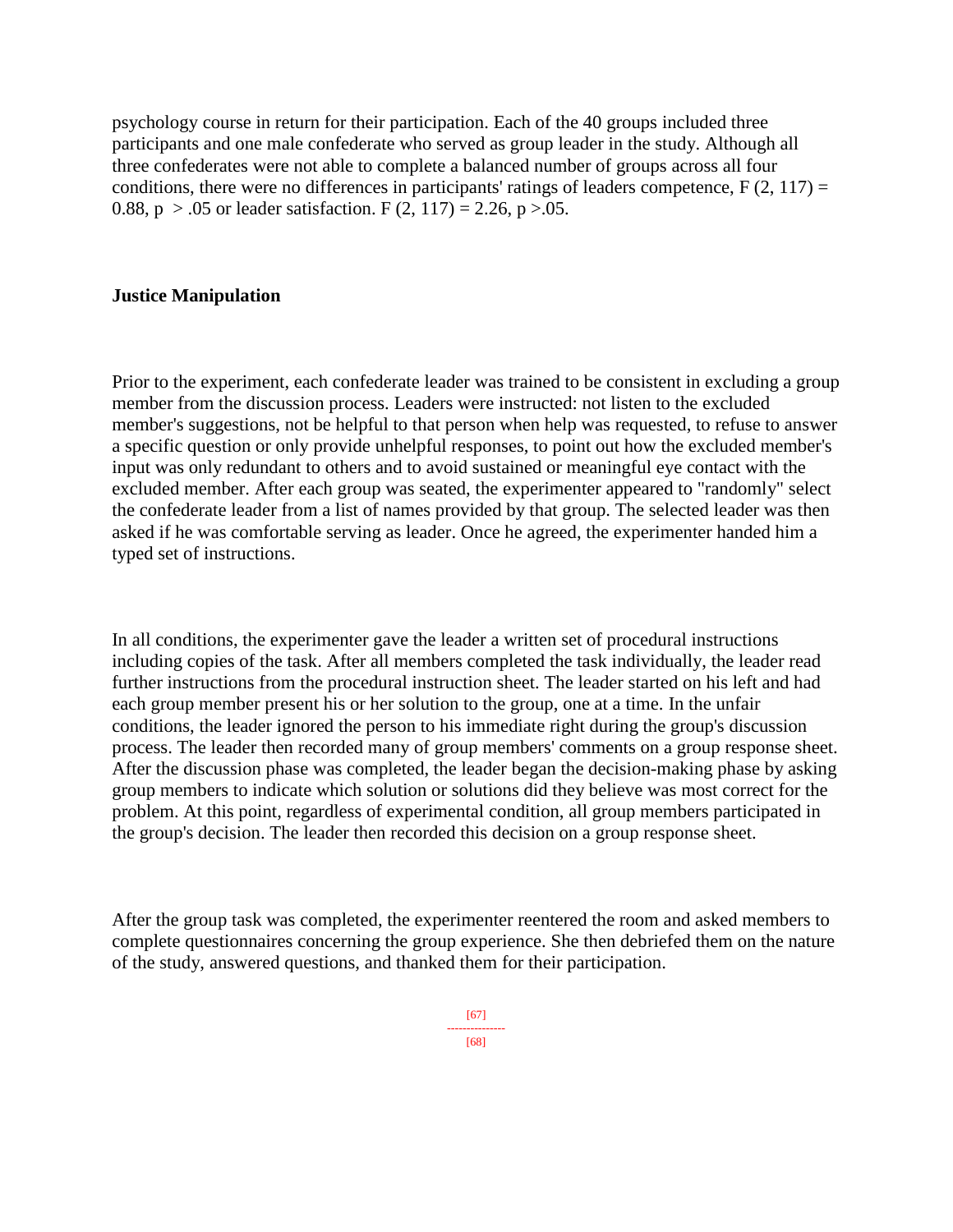psychology course in return for their participation. Each of the 40 groups included three participants and one male confederate who served as group leader in the study. Although all three confederates were not able to complete a balanced number of groups across all four conditions, there were no differences in participants' ratings of leaders competence, $F(2, 117) = 0.88$, $p > .05$ or leader satisfaction. $F(2, 117) = 2.26$, $p > .05$.

### Justice Manipulation

Prior to the experiment, each confederate leader was trained to be consistent in excluding a group member from the discussion process. Leaders were instructed: not listen to the excluded member's suggestions, not be helpful to that person when help was requested, to refuse to answer a specific question or only provide unhelpful responses, to point out how the excluded member's input was only redundant to others and to avoid sustained or meaningful eye contact with the excluded member. After each group was seated, the experimenter appeared to "randomly" select the confederate leader from a list of names provided by that group. The selected leader was then asked if he was comfortable serving as leader. Once he agreed, the experimenter handed him a typed set of instructions.

In all conditions, the experimenter gave the leader a written set of procedural instructions including copies of the task. After all members completed the task individually, the leader read further instructions from the procedural instruction sheet. The leader started on his left and had each group member present his or her solution to the group, one at a time. In the unfair conditions, the leader ignored the person to his immediate right during the group's discussion process. The leader then recorded many of group members' comments on a group response sheet. After the discussion phase was completed, the leader began the decision-making phase by asking group members to indicate which solution or solutions did they believe was most correct for the problem. At this point, regardless of experimental condition, all group members participated in the group's decision. The leader then recorded this decision on a group response sheet.

After the group task was completed, the experimenter reentered the room and asked members to complete questionnaires concerning the group experience. She then debriefed them on the nature of the study, answered questions, and thanked them for their participation.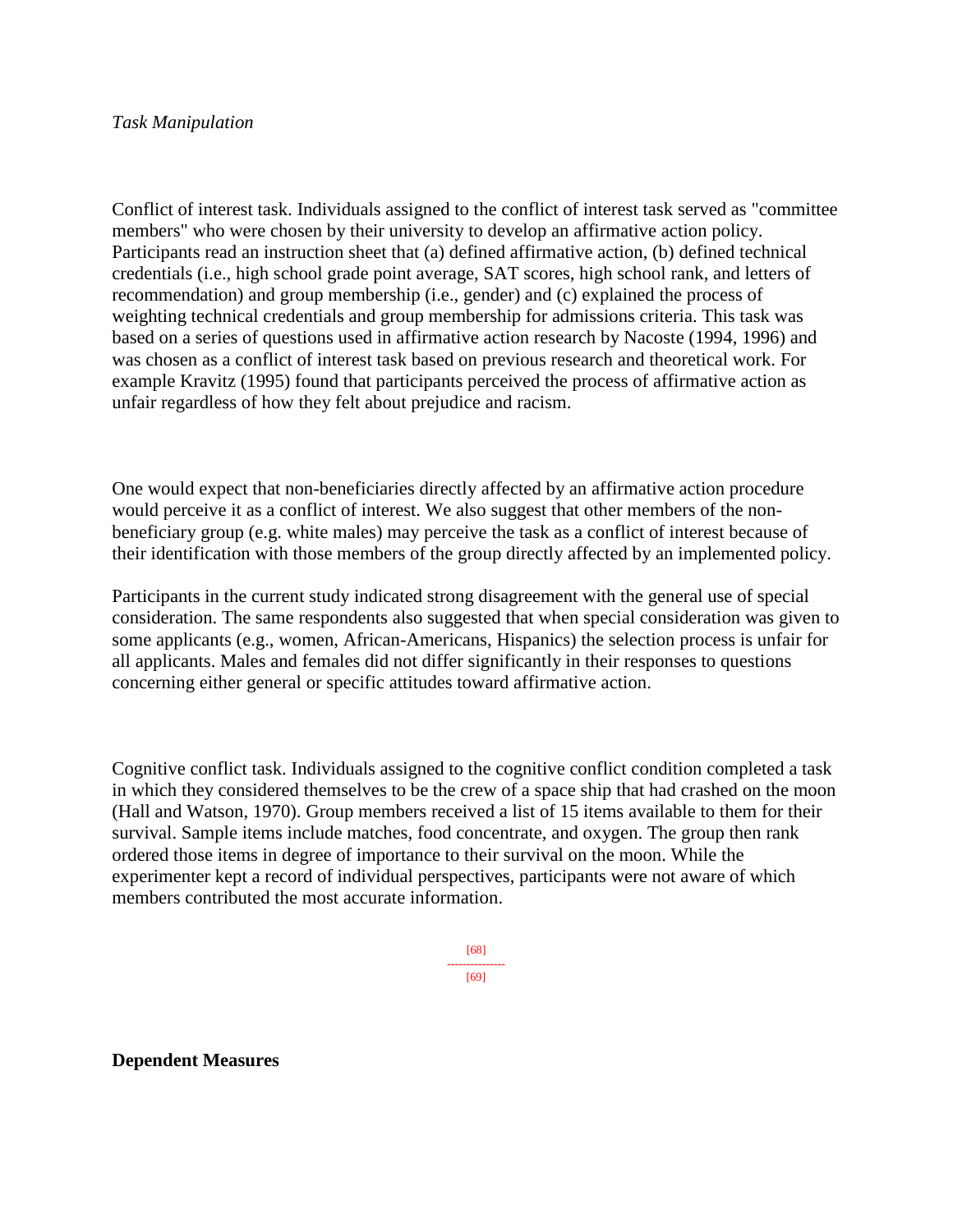*Task Manipulation*

Conflict of interest task. Individuals assigned to the conflict of interest task served as "committee members" who were chosen by their university to develop an affirmative action policy. Participants read an instruction sheet that (a) defined affirmative action, (b) defined technical credentials (i.e., high school grade point average, SAT scores, high school rank, and letters of recommendation) and group membership (i.e., gender) and (c) explained the process of weighting technical credentials and group membership for admissions criteria. This task was based on a series of questions used in affirmative action research by Nacoste (1994, 1996) and was chosen as a conflict of interest task based on previous research and theoretical work. For example Kravitz (1995) found that participants perceived the process of affirmative action as unfair regardless of how they felt about prejudice and racism.

One would expect that non-beneficiaries directly affected by an affirmative action procedure would perceive it as a conflict of interest. We also suggest that other members of the non-beneficiary group (e.g. white males) may perceive the task as a conflict of interest because of their identification with those members of the group directly affected by an implemented policy.

Participants in the current study indicated strong disagreement with the general use of special consideration. The same respondents also suggested that when special consideration was given to some applicants (e.g., women, African-Americans, Hispanics) the selection process is unfair for all applicants. Males and females did not differ significantly in their responses to questions concerning either general or specific attitudes toward affirmative action.

Cognitive conflict task. Individuals assigned to the cognitive conflict condition completed a task in which they considered themselves to be the crew of a space ship that had crashed on the moon (Hall and Watson, 1970). Group members received a list of 15 items available to them for their survival. Sample items include matches, food concentrate, and oxygen. The group then rank ordered those items in degree of importance to their survival on the moon. While the experimenter kept a record of individual perspectives, participants were not aware of which members contributed the most accurate information.

**Dependent Measures**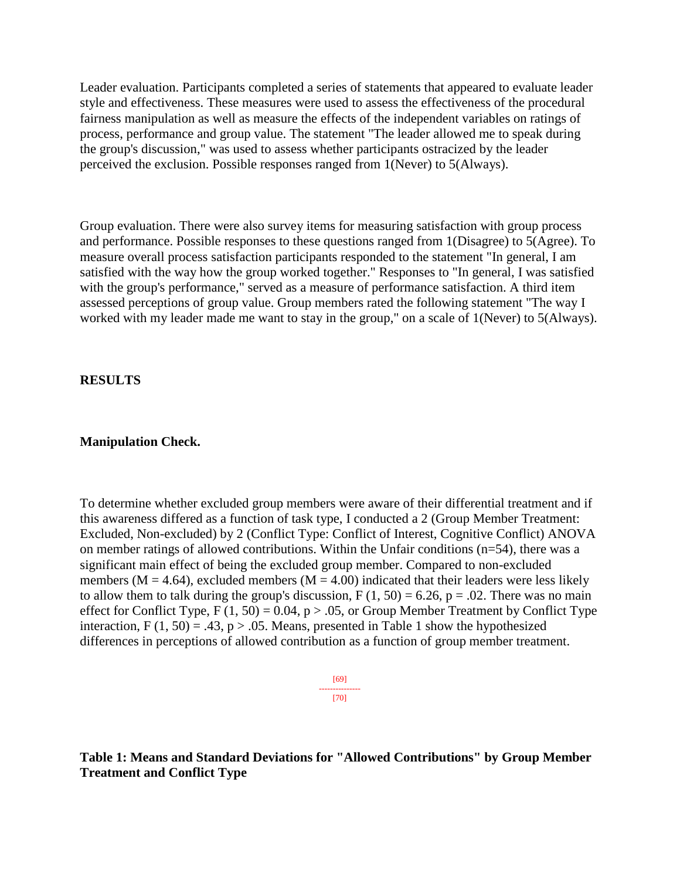Leader evaluation. Participants completed a series of statements that appeared to evaluate leader style and effectiveness. These measures were used to assess the effectiveness of the procedural fairness manipulation as well as measure the effects of the independent variables on ratings of process, performance and group value. The statement "The leader allowed me to speak during the group's discussion," was used to assess whether participants ostracized by the leader perceived the exclusion. Possible responses ranged from 1(Never) to 5(Always).

Group evaluation. There were also survey items for measuring satisfaction with group process and performance. Possible responses to these questions ranged from 1(Disagree) to 5(Agree). To measure overall process satisfaction participants responded to the statement "In general, I am satisfied with the way how the group worked together." Responses to "In general, I was satisfied with the group's performance," served as a measure of performance satisfaction. A third item assessed perceptions of group value. Group members rated the following statement "The way I worked with my leader made me want to stay in the group," on a scale of 1(Never) to 5(Always).

## RESULTS

### Manipulation Check.

To determine whether excluded group members were aware of their differential treatment and if this awareness differed as a function of task type, I conducted a 2 (Group Member Treatment: Excluded, Non-excluded) by 2 (Conflict Type: Conflict of Interest, Cognitive Conflict) ANOVA on member ratings of allowed contributions. Within the Unfair conditions ($n=54$), there was a significant main effect of being the excluded group member. Compared to non-excluded members ($M = 4.64$), excluded members ($M = 4.00$) indicated that their leaders were less likely to allow them to talk during the group's discussion, $F(1, 50) = 6.26$, $p = .02$. There was no main effect for Conflict Type, $F(1, 50) = 0.04$, $p > .05$, or Group Member Treatment by Conflict Type interaction, $F(1, 50) = .43$, $p > .05$. Means, presented in Table 1 show the hypothesized differences in perceptions of allowed contribution as a function of group member treatment.

**Table 1: Means and Standard Deviations for "Allowed Contributions" by Group Member Treatment and Conflict Type**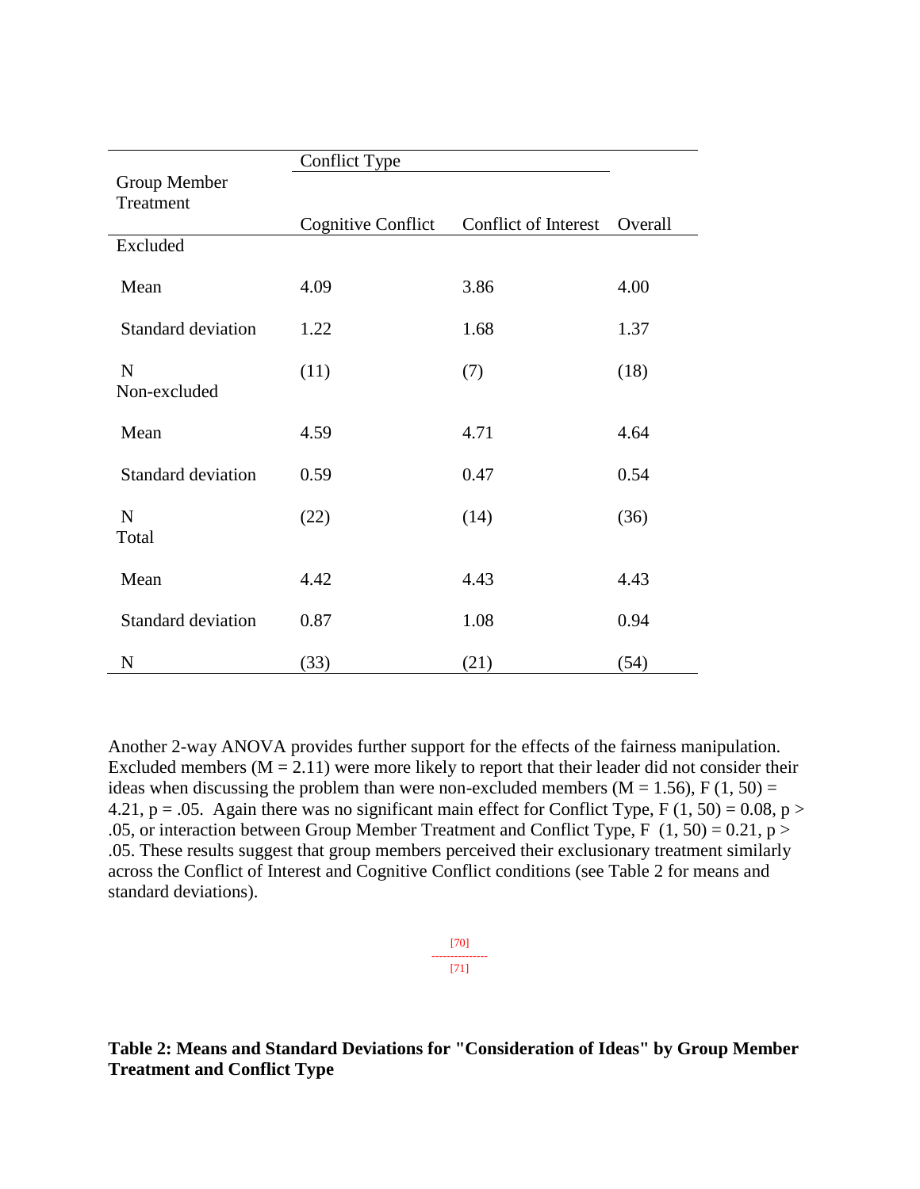| Group Member Treatment | Conflict Type | | |
|---|---|---|---|
| | Cognitive Conflict | Conflict of Interest | Overall |
| Excluded | | | |
| Mean | 4.09 | 3.86 | 4.00 |
| Standard deviation | 1.22 | 1.68 | 1.37 |
| N | (11) | (7) | (18) |
| Non-excluded | | | |
| Mean | 4.59 | 4.71 | 4.64 |
| Standard deviation | 0.59 | 0.47 | 0.54 |
| N | (22) | (14) | (36) |
| Total | | | |
| Mean | 4.42 | 4.43 | 4.43 |
| Standard deviation | 0.87 | 1.08 | 0.94 |
| N | (33) | (21) | (54) |

Another 2-way ANOVA provides further support for the effects of the fairness manipulation. Excluded members ($M = 2.11$) were more likely to report that their leader did not consider their ideas when discussing the problem than were non-excluded members ($M = 1.56$), $F(1, 50) = 4.21$, $p = .05$. Again there was no significant main effect for Conflict Type, $F(1, 50) = 0.08$, $p > .05$, or interaction between Group Member Treatment and Conflict Type, $F(1, 50) = 0.21$, $p > .05$. These results suggest that group members perceived their exclusionary treatment similarly across the Conflict of Interest and Cognitive Conflict conditions (see Table 2 for means and standard deviations).

[70]

[71]

**Table 2: Means and Standard Deviations for "Consideration of Ideas" by Group Member Treatment and Conflict Type**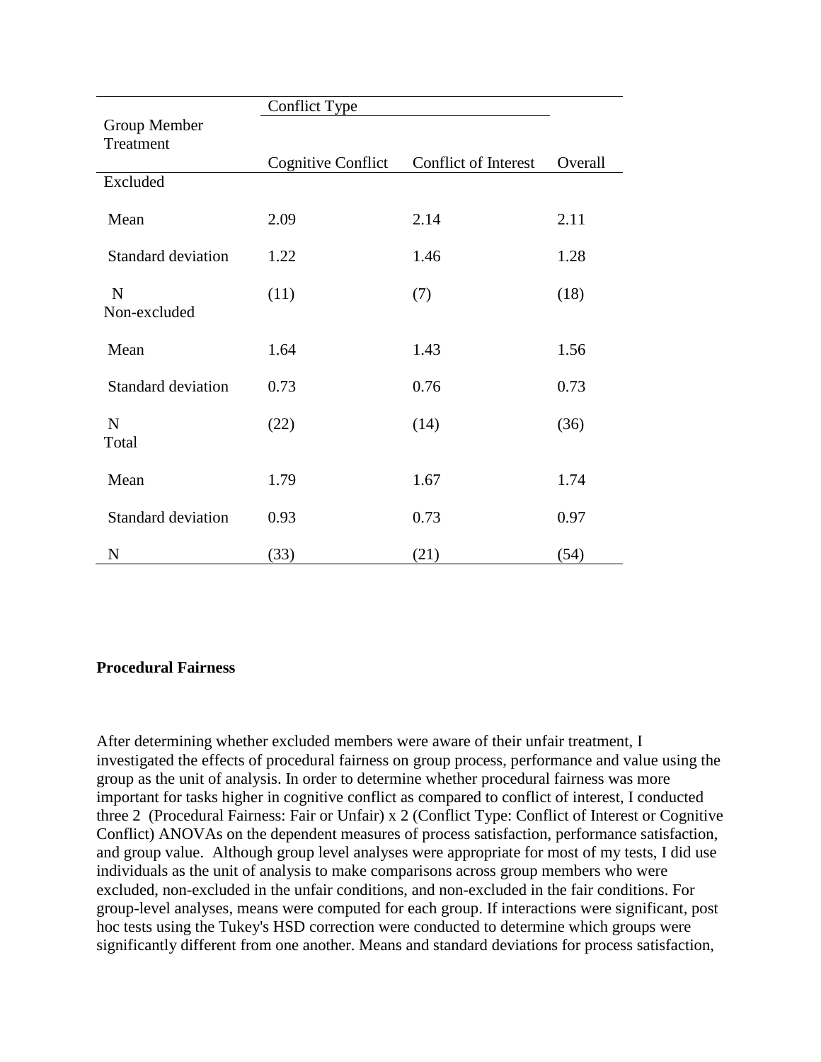| Group Member Treatment | Conflict Type | | |
|---|---|---|---|
| | Cognitive Conflict | Conflict of Interest | Overall |
| Excluded | | | |
| Mean | 2.09 | 2.14 | 2.11 |
| Standard deviation | 1.22 | 1.46 | 1.28 |
| N | (11) | (7) | (18) |
| Non-excluded | | | |
| Mean | 1.64 | 1.43 | 1.56 |
| Standard deviation | 0.73 | 0.76 | 0.73 |
| N | (22) | (14) | (36) |
| Total | | | |
| Mean | 1.79 | 1.67 | 1.74 |
| Standard deviation | 0.93 | 0.73 | 0.97 |
| N | (33) | (21) | (54) |

**Procedural Fairness**

After determining whether excluded members were aware of their unfair treatment, I investigated the effects of procedural fairness on group process, performance and value using the group as the unit of analysis. In order to determine whether procedural fairness was more important for tasks higher in cognitive conflict as compared to conflict of interest, I conducted three 2 (Procedural Fairness: Fair or Unfair) x 2 (Conflict Type: Conflict of Interest or Cognitive Conflict) ANOVAs on the dependent measures of process satisfaction, performance satisfaction, and group value. Although group level analyses were appropriate for most of my tests, I did use individuals as the unit of analysis to make comparisons across group members who were excluded, non-excluded in the unfair conditions, and non-excluded in the fair conditions. For group-level analyses, means were computed for each group. If interactions were significant, post hoc tests using the Tukey's HSD correction were conducted to determine which groups were significantly different from one another. Means and standard deviations for process satisfaction,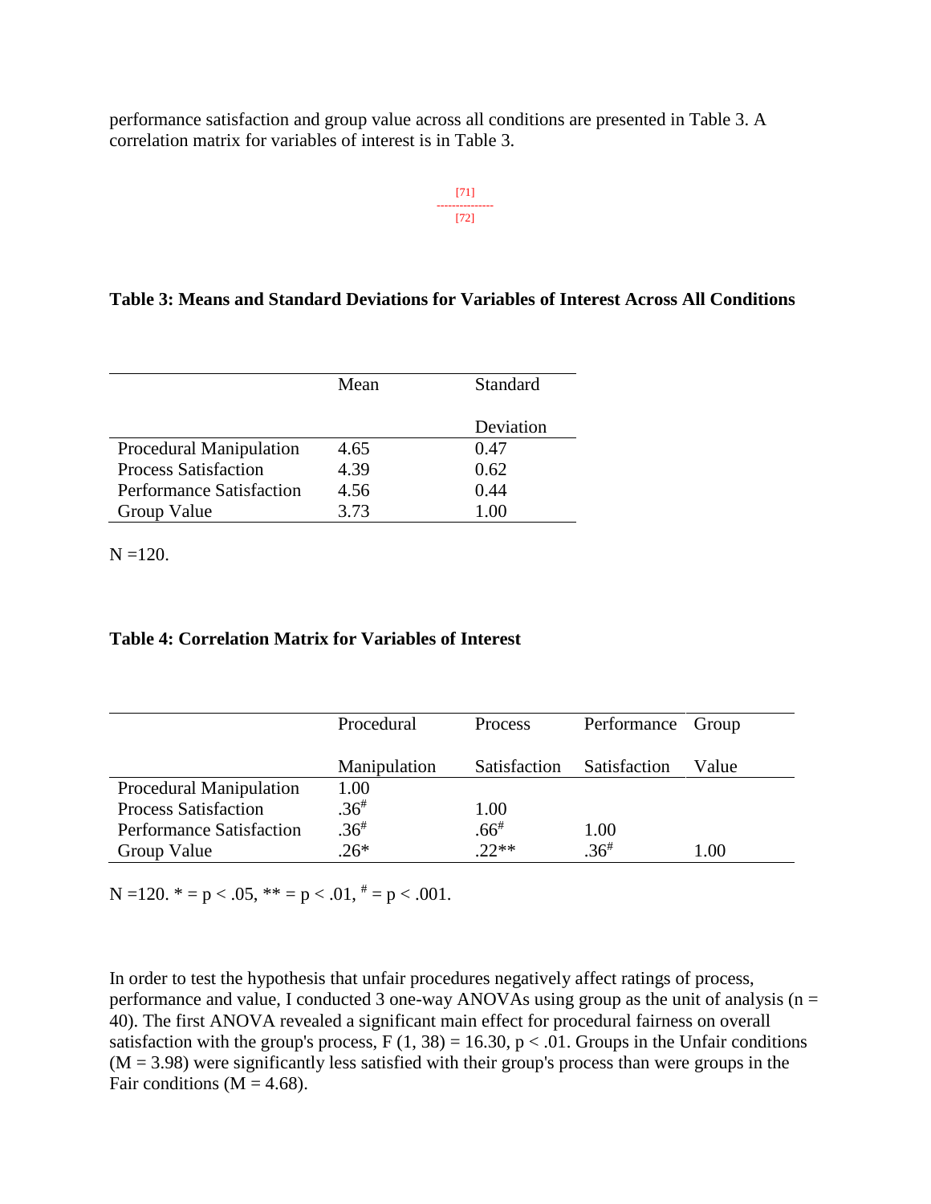performance satisfaction and group value across all conditions are presented in Table 3. A correlation matrix for variables of interest is in Table 3.

[71]
---------------
[72]

**Table 3: Means and Standard Deviations for Variables of Interest Across All Conditions**

| | Mean | Standard Deviation |
|---|---|---|
| Procedural Manipulation | 4.65 | 0.47 |
| Process Satisfaction | 4.39 | 0.62 |
| Performance Satisfaction | 4.56 | 0.44 |
| Group Value | 3.73 | 1.00 |

N =120.

**Table 4: Correlation Matrix for Variables of Interest**

| | Procedural Manipulation | Process Satisfaction | Performance Satisfaction | Group Value |
|---|---|---|---|---|
| Procedural Manipulation | 1.00 | | | |
| Process Satisfaction | .36# | 1.00 | | |
| Performance Satisfaction | .36# | .66# | 1.00 | |
| Group Value | .26* | .22** | .36# | 1.00 |

N =120. * = $p < .05$, ** = $p < .01$, # = $p < .001$.

In order to test the hypothesis that unfair procedures negatively affect ratings of process, performance and value, I conducted 3 one-way ANOVAs using group as the unit of analysis (n = 40). The first ANOVA revealed a significant main effect for procedural fairness on overall satisfaction with the group's process, $F(1, 38) = 16.30$, $p < .01$. Groups in the Unfair conditions ($M = 3.98$) were significantly less satisfied with their group's process than were groups in the Fair conditions ($M = 4.68$).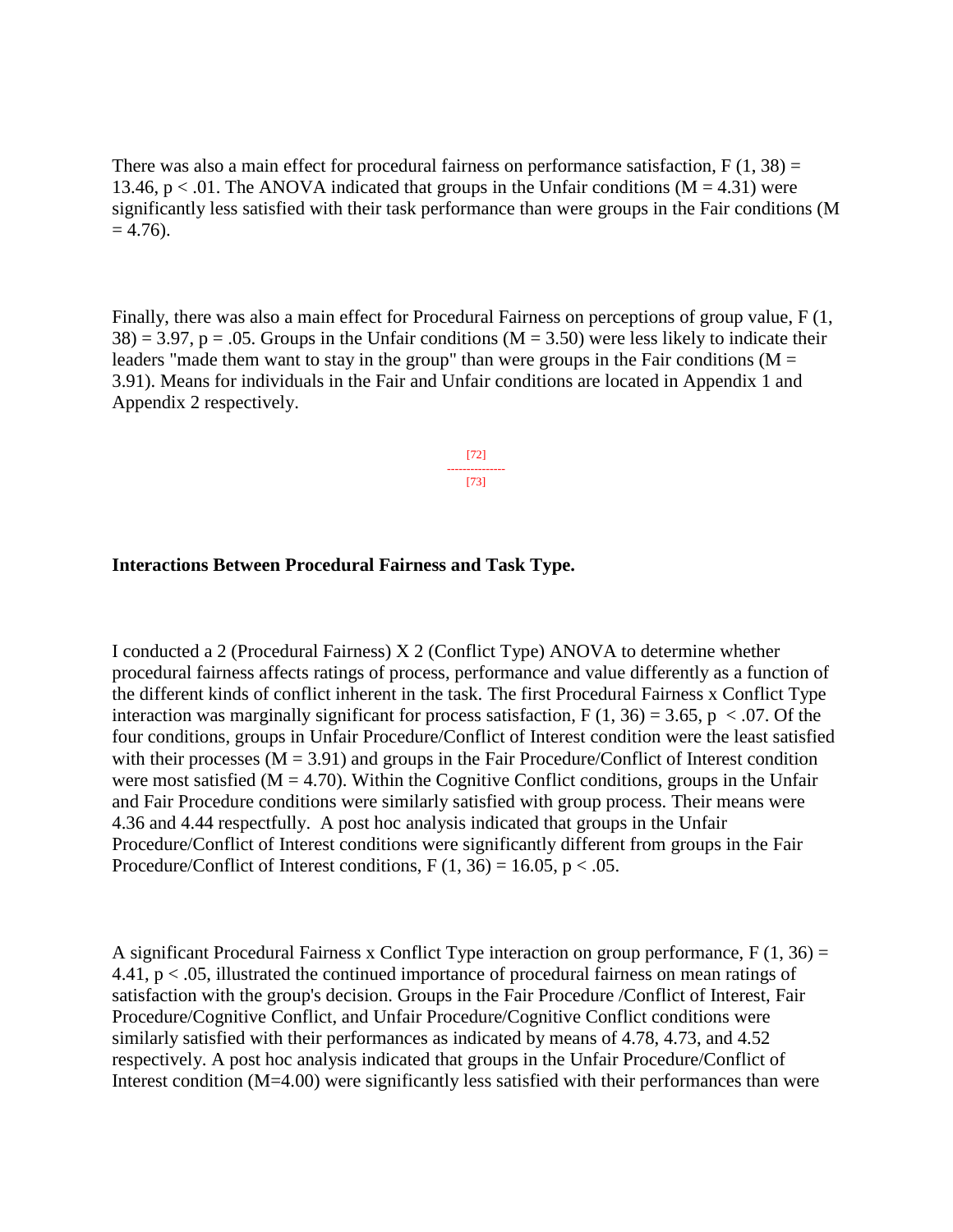There was also a main effect for procedural fairness on performance satisfaction, $F(1, 38) = 13.46$, $p < .01$. The ANOVA indicated that groups in the Unfair conditions ($M = 4.31$) were significantly less satisfied with their task performance than were groups in the Fair conditions ($M = 4.76$).

Finally, there was also a main effect for Procedural Fairness on perceptions of group value, $F(1, 38) = 3.97$, $p = .05$. Groups in the Unfair conditions ($M = 3.50$) were less likely to indicate their leaders "made them want to stay in the group" than were groups in the Fair conditions ($M = 3.91$). Means for individuals in the Fair and Unfair conditions are located in Appendix 1 and Appendix 2 respectively.

[72]
---------------
[73]

**Interactions Between Procedural Fairness and Task Type.**

I conducted a 2 (Procedural Fairness) X 2 (Conflict Type) ANOVA to determine whether procedural fairness affects ratings of process, performance and value differently as a function of the different kinds of conflict inherent in the task. The first Procedural Fairness x Conflict Type interaction was marginally significant for process satisfaction, $F(1, 36) = 3.65$, $p < .07$. Of the four conditions, groups in Unfair Procedure/Conflict of Interest condition were the least satisfied with their processes ($M = 3.91$) and groups in the Fair Procedure/Conflict of Interest condition were most satisfied ($M = 4.70$). Within the Cognitive Conflict conditions, groups in the Unfair and Fair Procedure conditions were similarly satisfied with group process. Their means were 4.36 and 4.44 respectfully. A post hoc analysis indicated that groups in the Unfair Procedure/Conflict of Interest conditions were significantly different from groups in the Fair Procedure/Conflict of Interest conditions, $F(1, 36) = 16.05$, $p < .05$.

A significant Procedural Fairness x Conflict Type interaction on group performance, $F(1, 36) = 4.41$, $p < .05$, illustrated the continued importance of procedural fairness on mean ratings of satisfaction with the group's decision. Groups in the Fair Procedure /Conflict of Interest, Fair Procedure/Cognitive Conflict, and Unfair Procedure/Cognitive Conflict conditions were similarly satisfied with their performances as indicated by means of 4.78, 4.73, and 4.52 respectively. A post hoc analysis indicated that groups in the Unfair Procedure/Conflict of Interest condition ($M=4.00$) were significantly less satisfied with their performances than were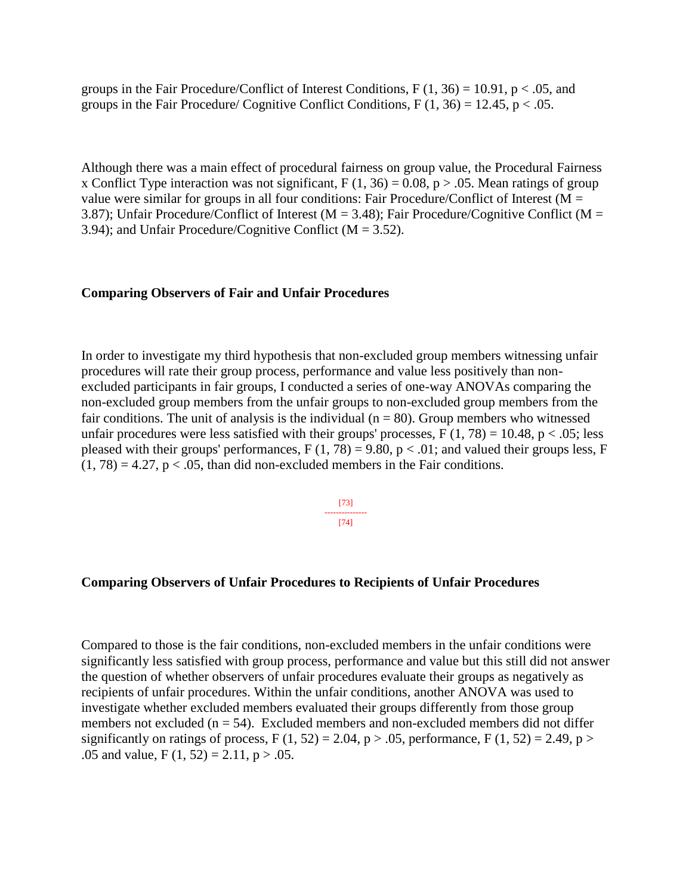groups in the Fair Procedure/Conflict of Interest Conditions, $F(1, 36) = 10.91$, $p < .05$, and groups in the Fair Procedure/ Cognitive Conflict Conditions, $F(1, 36) = 12.45$, $p < .05$.

Although there was a main effect of procedural fairness on group value, the Procedural Fairness x Conflict Type interaction was not significant, $F(1, 36) = 0.08$, $p > .05$. Mean ratings of group value were similar for groups in all four conditions: Fair Procedure/Conflict of Interest ($M = 3.87$); Unfair Procedure/Conflict of Interest ($M = 3.48$); Fair Procedure/Cognitive Conflict ($M = 3.94$); and Unfair Procedure/Cognitive Conflict ($M = 3.52$).

**Comparing Observers of Fair and Unfair Procedures**

In order to investigate my third hypothesis that non-excluded group members witnessing unfair procedures will rate their group process, performance and value less positively than non-excluded participants in fair groups, I conducted a series of one-way ANOVAs comparing the non-excluded group members from the unfair groups to non-excluded group members from the fair conditions. The unit of analysis is the individual ($n = 80$). Group members who witnessed unfair procedures were less satisfied with their groups' processes, $F(1, 78) = 10.48$, $p < .05$; less pleased with their groups' performances, $F(1, 78) = 9.80$, $p < .01$; and valued their groups less, $F(1, 78) = 4.27$, $p < .05$, than did non-excluded members in the Fair conditions.

**Comparing Observers of Unfair Procedures to Recipients of Unfair Procedures**

Compared to those is the fair conditions, non-excluded members in the unfair conditions were significantly less satisfied with group process, performance and value but this still did not answer the question of whether observers of unfair procedures evaluate their groups as negatively as recipients of unfair procedures. Within the unfair conditions, another ANOVA was used to investigate whether excluded members evaluated their groups differently from those group members not excluded ($n = 54$). Excluded members and non-excluded members did not differ significantly on ratings of process, $F(1, 52) = 2.04$, $p > .05$, performance, $F(1, 52) = 2.49$, $p > .05$ and value, $F(1, 52) = 2.11$, $p > .05$.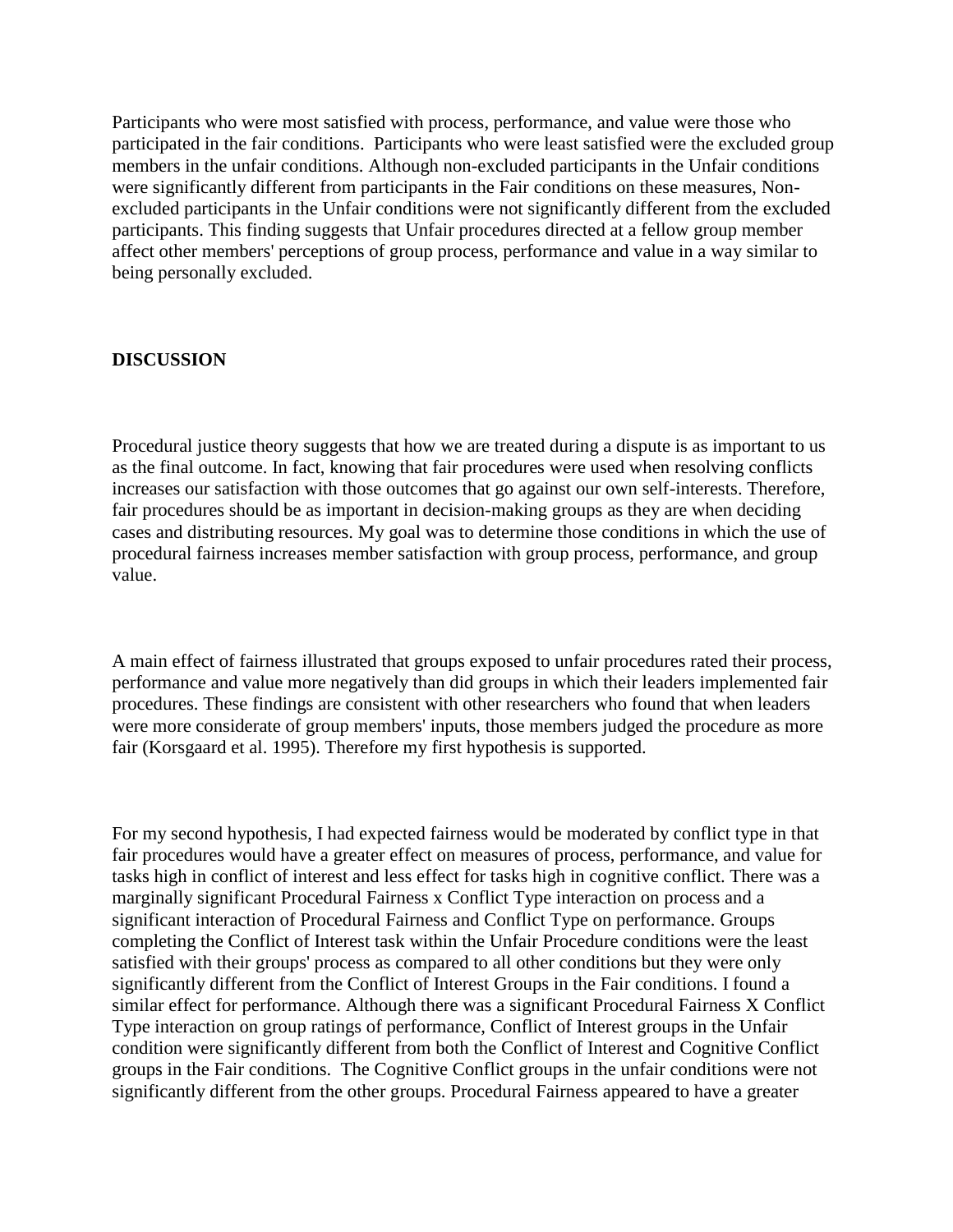Participants who were most satisfied with process, performance, and value were those who participated in the fair conditions. Participants who were least satisfied were the excluded group members in the unfair conditions. Although non-excluded participants in the Unfair conditions were significantly different from participants in the Fair conditions on these measures, Non-excluded participants in the Unfair conditions were not significantly different from the excluded participants. This finding suggests that Unfair procedures directed at a fellow group member affect other members' perceptions of group process, performance and value in a way similar to being personally excluded.

**DISCUSSION**

Procedural justice theory suggests that how we are treated during a dispute is as important to us as the final outcome. In fact, knowing that fair procedures were used when resolving conflicts increases our satisfaction with those outcomes that go against our own self-interests. Therefore, fair procedures should be as important in decision-making groups as they are when deciding cases and distributing resources. My goal was to determine those conditions in which the use of procedural fairness increases member satisfaction with group process, performance, and group value.

A main effect of fairness illustrated that groups exposed to unfair procedures rated their process, performance and value more negatively than did groups in which their leaders implemented fair procedures. These findings are consistent with other researchers who found that when leaders were more considerate of group members' inputs, those members judged the procedure as more fair (Korsgaard et al. 1995). Therefore my first hypothesis is supported.

For my second hypothesis, I had expected fairness would be moderated by conflict type in that fair procedures would have a greater effect on measures of process, performance, and value for tasks high in conflict of interest and less effect for tasks high in cognitive conflict. There was a marginally significant Procedural Fairness x Conflict Type interaction on process and a significant interaction of Procedural Fairness and Conflict Type on performance. Groups completing the Conflict of Interest task within the Unfair Procedure conditions were the least satisfied with their groups' process as compared to all other conditions but they were only significantly different from the Conflict of Interest Groups in the Fair conditions. I found a similar effect for performance. Although there was a significant Procedural Fairness X Conflict Type interaction on group ratings of performance, Conflict of Interest groups in the Unfair condition were significantly different from both the Conflict of Interest and Cognitive Conflict groups in the Fair conditions. The Cognitive Conflict groups in the unfair conditions were not significantly different from the other groups. Procedural Fairness appeared to have a greater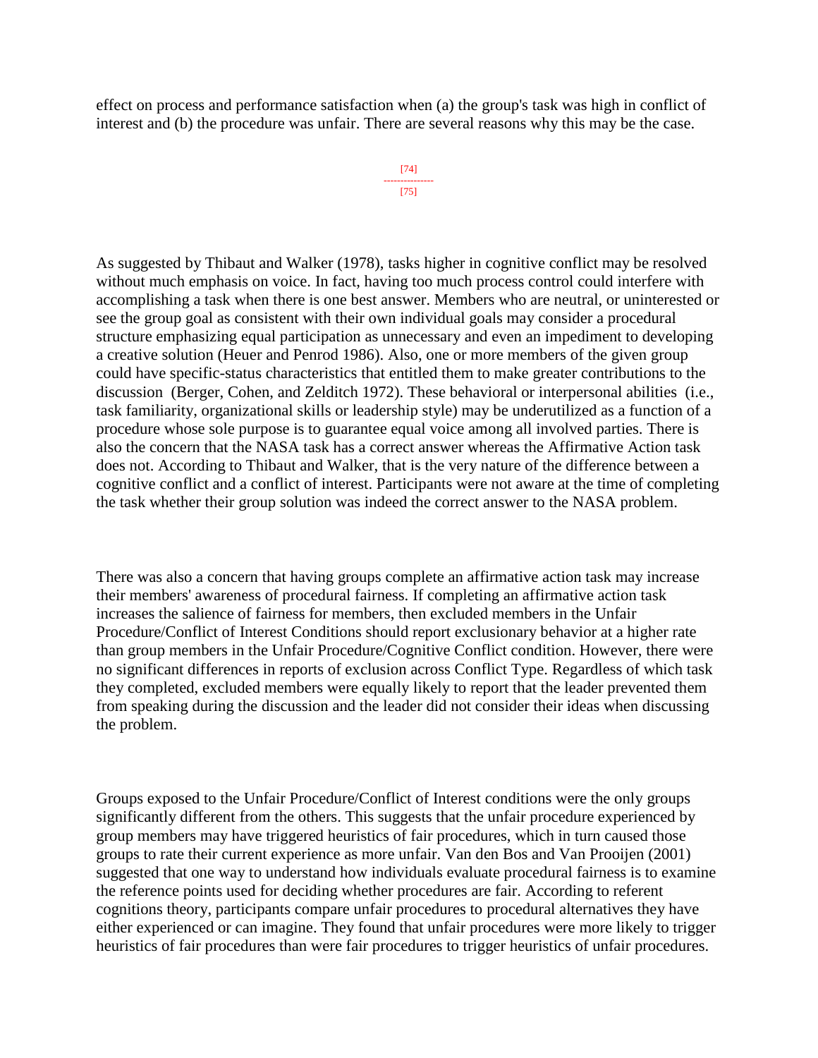effect on process and performance satisfaction when (a) the group's task was high in conflict of interest and (b) the procedure was unfair. There are several reasons why this may be the case.

As suggested by Thibaut and Walker (1978), tasks higher in cognitive conflict may be resolved without much emphasis on voice. In fact, having too much process control could interfere with accomplishing a task when there is one best answer. Members who are neutral, or uninterested or see the group goal as consistent with their own individual goals may consider a procedural structure emphasizing equal participation as unnecessary and even an impediment to developing a creative solution (Heuer and Penrod 1986). Also, one or more members of the given group could have specific-status characteristics that entitled them to make greater contributions to the discussion (Berger, Cohen, and Zelditch 1972). These behavioral or interpersonal abilities (i.e., task familiarity, organizational skills or leadership style) may be underutilized as a function of a procedure whose sole purpose is to guarantee equal voice among all involved parties. There is also the concern that the NASA task has a correct answer whereas the Affirmative Action task does not. According to Thibaut and Walker, that is the very nature of the difference between a cognitive conflict and a conflict of interest. Participants were not aware at the time of completing the task whether their group solution was indeed the correct answer to the NASA problem.

There was also a concern that having groups complete an affirmative action task may increase their members' awareness of procedural fairness. If completing an affirmative action task increases the salience of fairness for members, then excluded members in the Unfair Procedure/Conflict of Interest Conditions should report exclusionary behavior at a higher rate than group members in the Unfair Procedure/Cognitive Conflict condition. However, there were no significant differences in reports of exclusion across Conflict Type. Regardless of which task they completed, excluded members were equally likely to report that the leader prevented them from speaking during the discussion and the leader did not consider their ideas when discussing the problem.

Groups exposed to the Unfair Procedure/Conflict of Interest conditions were the only groups significantly different from the others. This suggests that the unfair procedure experienced by group members may have triggered heuristics of fair procedures, which in turn caused those groups to rate their current experience as more unfair. Van den Bos and Van Prooijen (2001) suggested that one way to understand how individuals evaluate procedural fairness is to examine the reference points used for deciding whether procedures are fair. According to referent cognitions theory, participants compare unfair procedures to procedural alternatives they have either experienced or can imagine. They found that unfair procedures were more likely to trigger heuristics of fair procedures than were fair procedures to trigger heuristics of unfair procedures.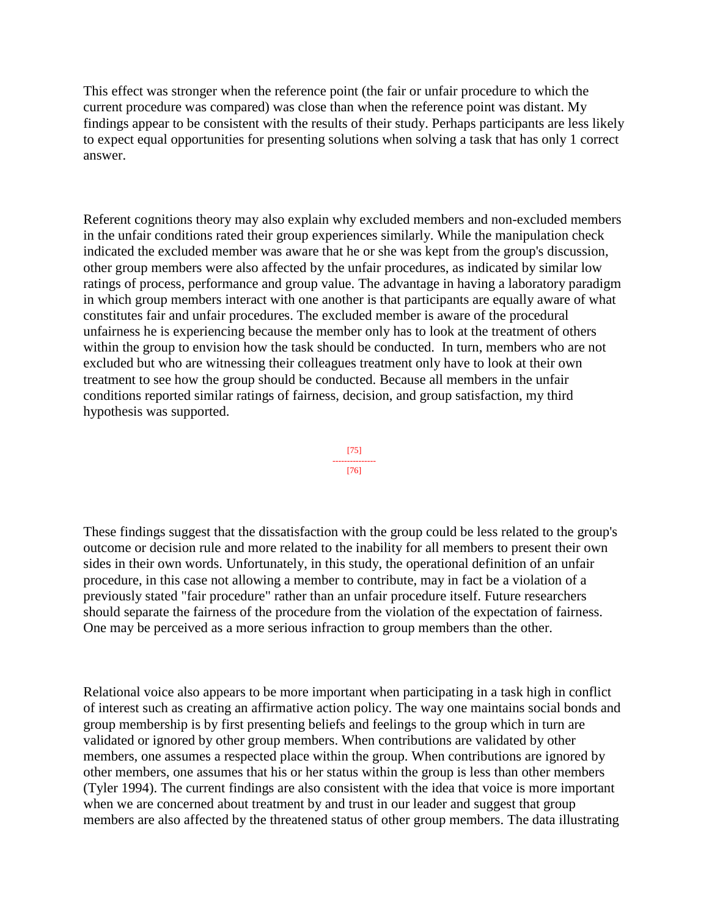This effect was stronger when the reference point (the fair or unfair procedure to which the current procedure was compared) was close than when the reference point was distant. My findings appear to be consistent with the results of their study. Perhaps participants are less likely to expect equal opportunities for presenting solutions when solving a task that has only 1 correct answer.

Referent cognitions theory may also explain why excluded members and non-excluded members in the unfair conditions rated their group experiences similarly. While the manipulation check indicated the excluded member was aware that he or she was kept from the group's discussion, other group members were also affected by the unfair procedures, as indicated by similar low ratings of process, performance and group value. The advantage in having a laboratory paradigm in which group members interact with one another is that participants are equally aware of what constitutes fair and unfair procedures. The excluded member is aware of the procedural unfairness he is experiencing because the member only has to look at the treatment of others within the group to envision how the task should be conducted. In turn, members who are not excluded but who are witnessing their colleagues treatment only have to look at their own treatment to see how the group should be conducted. Because all members in the unfair conditions reported similar ratings of fairness, decision, and group satisfaction, my third hypothesis was supported.

These findings suggest that the dissatisfaction with the group could be less related to the group's outcome or decision rule and more related to the inability for all members to present their own sides in their own words. Unfortunately, in this study, the operational definition of an unfair procedure, in this case not allowing a member to contribute, may in fact be a violation of a previously stated "fair procedure" rather than an unfair procedure itself. Future researchers should separate the fairness of the procedure from the violation of the expectation of fairness. One may be perceived as a more serious infraction to group members than the other.

Relational voice also appears to be more important when participating in a task high in conflict of interest such as creating an affirmative action policy. The way one maintains social bonds and group membership is by first presenting beliefs and feelings to the group which in turn are validated or ignored by other group members. When contributions are validated by other members, one assumes a respected place within the group. When contributions are ignored by other members, one assumes that his or her status within the group is less than other members (Tyler 1994). The current findings are also consistent with the idea that voice is more important when we are concerned about treatment by and trust in our leader and suggest that group members are also affected by the threatened status of other group members. The data illustrating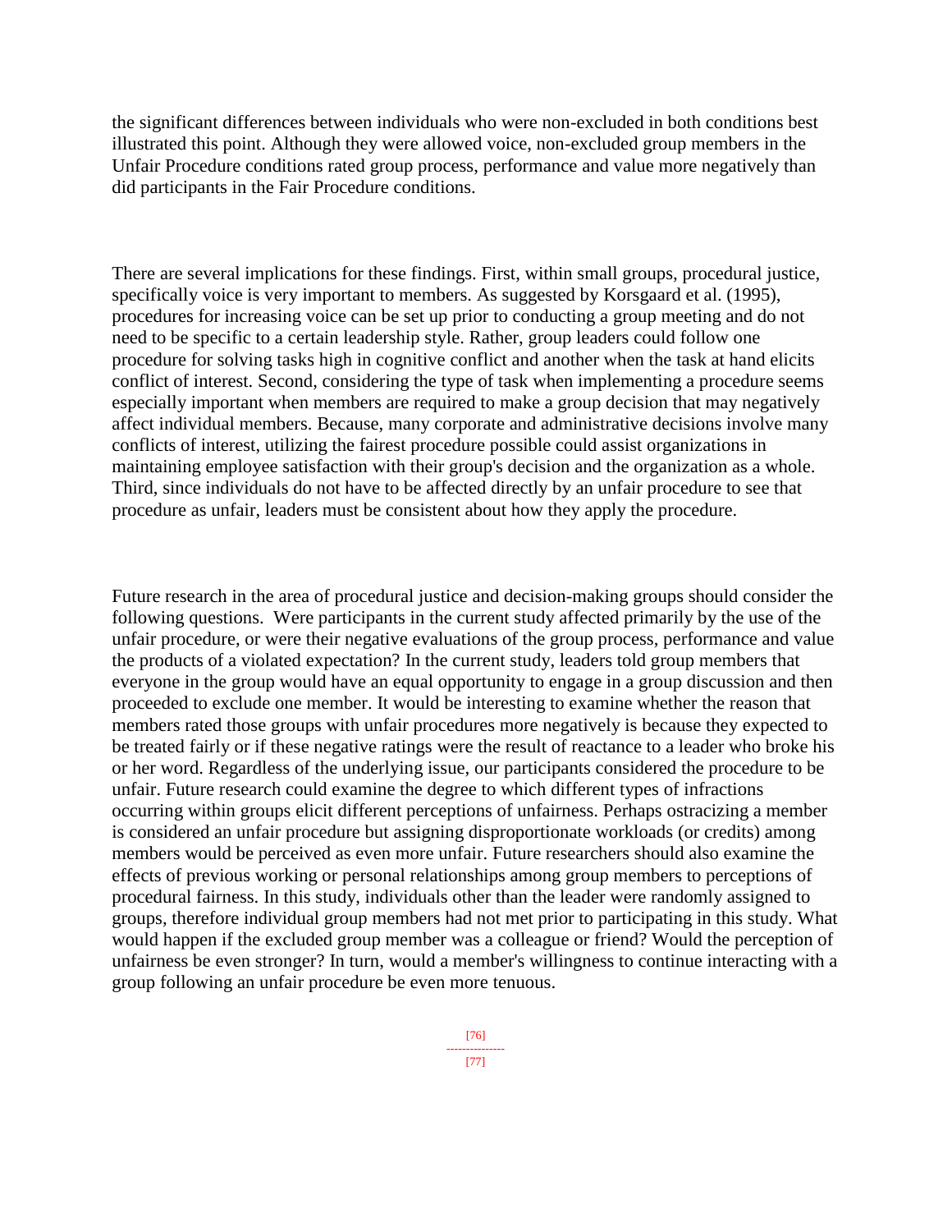the significant differences between individuals who were non-excluded in both conditions best illustrated this point. Although they were allowed voice, non-excluded group members in the Unfair Procedure conditions rated group process, performance and value more negatively than did participants in the Fair Procedure conditions.

There are several implications for these findings. First, within small groups, procedural justice, specifically voice is very important to members. As suggested by Korsgaard et al. (1995), procedures for increasing voice can be set up prior to conducting a group meeting and do not need to be specific to a certain leadership style. Rather, group leaders could follow one procedure for solving tasks high in cognitive conflict and another when the task at hand elicits conflict of interest. Second, considering the type of task when implementing a procedure seems especially important when members are required to make a group decision that may negatively affect individual members. Because, many corporate and administrative decisions involve many conflicts of interest, utilizing the fairest procedure possible could assist organizations in maintaining employee satisfaction with their group's decision and the organization as a whole. Third, since individuals do not have to be affected directly by an unfair procedure to see that procedure as unfair, leaders must be consistent about how they apply the procedure.

Future research in the area of procedural justice and decision-making groups should consider the following questions. Were participants in the current study affected primarily by the use of the unfair procedure, or were their negative evaluations of the group process, performance and value the products of a violated expectation? In the current study, leaders told group members that everyone in the group would have an equal opportunity to engage in a group discussion and then proceeded to exclude one member. It would be interesting to examine whether the reason that members rated those groups with unfair procedures more negatively is because they expected to be treated fairly or if these negative ratings were the result of reactance to a leader who broke his or her word. Regardless of the underlying issue, our participants considered the procedure to be unfair. Future research could examine the degree to which different types of infractions occurring within groups elicit different perceptions of unfairness. Perhaps ostracizing a member is considered an unfair procedure but assigning disproportionate workloads (or credits) among members would be perceived as even more unfair. Future researchers should also examine the effects of previous working or personal relationships among group members to perceptions of procedural fairness. In this study, individuals other than the leader were randomly assigned to groups, therefore individual group members had not met prior to participating in this study. What would happen if the excluded group member was a colleague or friend? Would the perception of unfairness be even stronger? In turn, would a member's willingness to continue interacting with a group following an unfair procedure be even more tenuous.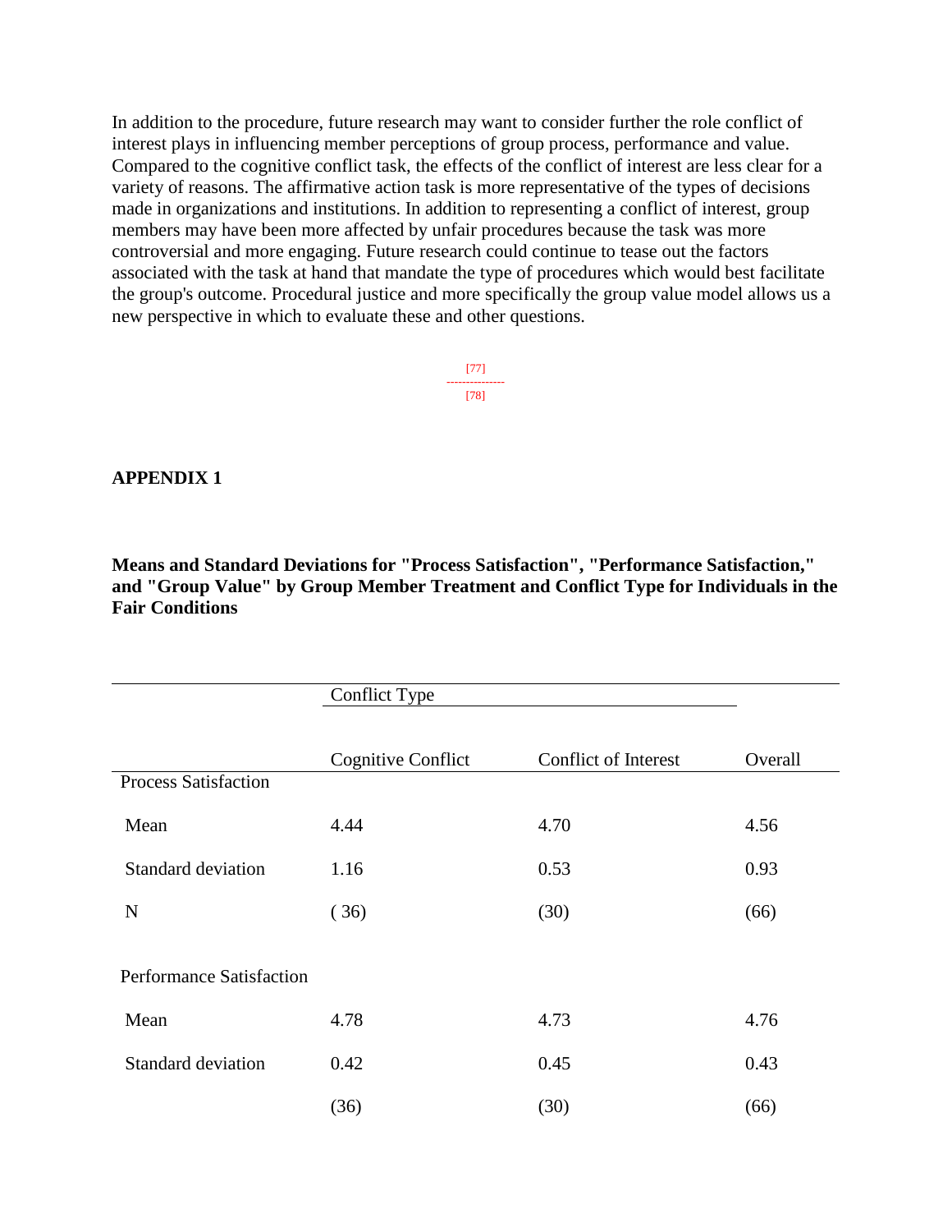In addition to the procedure, future research may want to consider further the role conflict of interest plays in influencing member perceptions of group process, performance and value. Compared to the cognitive conflict task, the effects of the conflict of interest are less clear for a variety of reasons. The affirmative action task is more representative of the types of decisions made in organizations and institutions. In addition to representing a conflict of interest, group members may have been more affected by unfair procedures because the task was more controversial and more engaging. Future research could continue to tease out the factors associated with the task at hand that mandate the type of procedures which would best facilitate the group's outcome. Procedural justice and more specifically the group value model allows us a new perspective in which to evaluate these and other questions.

**APPENDIX 1**

**Means and Standard Deviations for "Process Satisfaction", "Performance Satisfaction," and "Group Value" by Group Member Treatment and Conflict Type for Individuals in the Fair Conditions**

| | Conflict Type | | |
|---|---|---|---|
| | Cognitive Conflict | Conflict of Interest | Overall |
| Process Satisfaction | | | |
| Mean | 4.44 | 4.70 | 4.56 |
| Standard deviation | 1.16 | 0.53 | 0.93 |
| N | ( 36) | (30) | (66) |
| Performance Satisfaction | | | |
| Mean | 4.78 | 4.73 | 4.76 |
| Standard deviation | 0.42 | 0.45 | 0.43 |
| | (36) | (30) | (66) |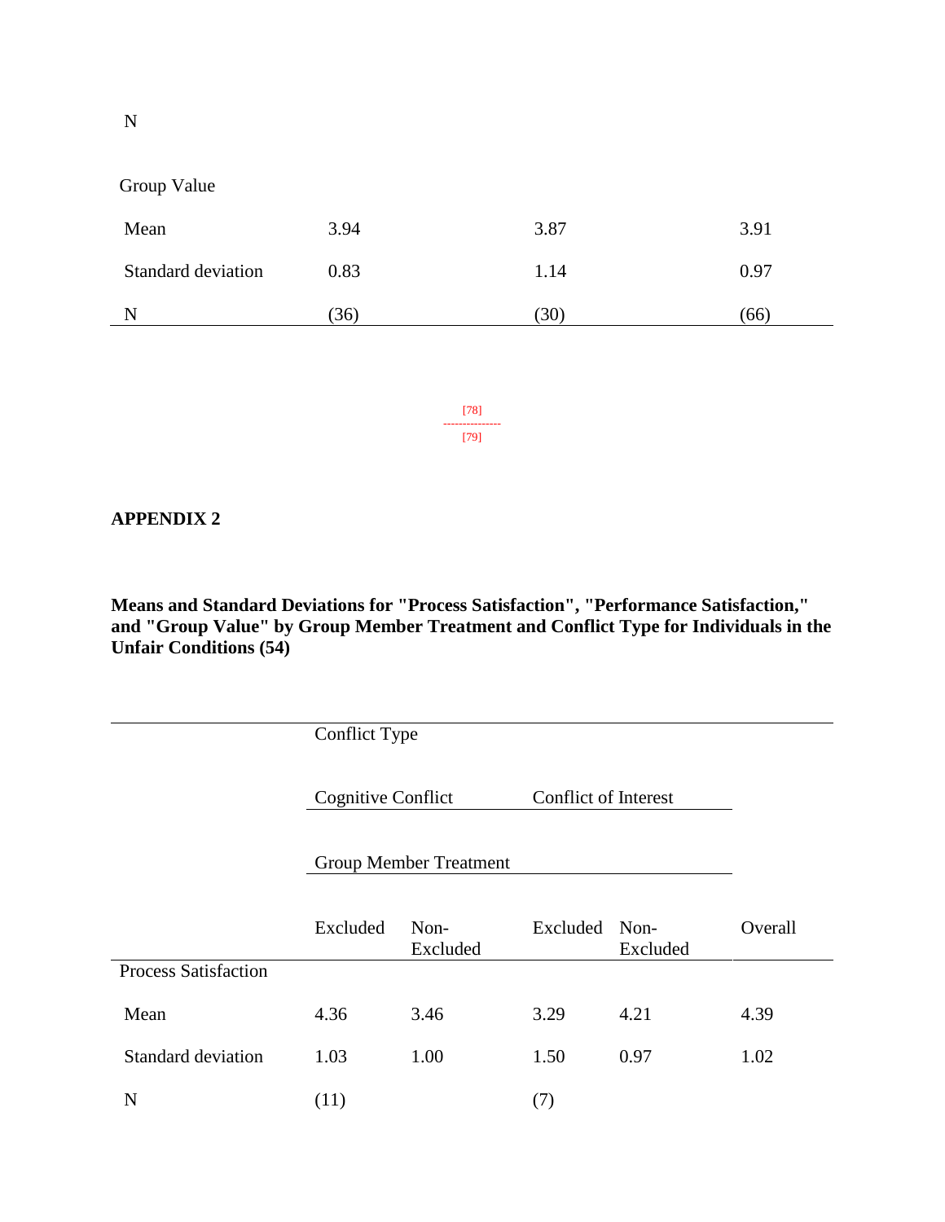| | | | |
|---|---|---|---|
| N | | | |
| Group Value | | | |
| Mean | 3.94 | 3.87 | 3.91 |
| Standard deviation | 0.83 | 1.14 | 0.97 |
| N | (36) | (30) | (66) |

[78]
---
[79]

**APPENDIX 2**

**Means and Standard Deviations for "Process Satisfaction", "Performance Satisfaction," and "Group Value" by Group Member Treatment and Conflict Type for Individuals in the Unfair Conditions (54)**

| | Conflict Type | | | | |
|---|---|---|---|---|---|
| | Cognitive Conflict | | Conflict of Interest | | |
| | Group Member Treatment | | | | |
| | Excluded | Non-Excluded | Excluded | Non-Excluded | Overall |
| Process Satisfaction | | | | | |
| Mean | 4.36 | 3.46 | 3.29 | 4.21 | 4.39 |
| Standard deviation | 1.03 | 1.00 | 1.50 | 0.97 | 1.02 |
| N | (11) | | (7) | | |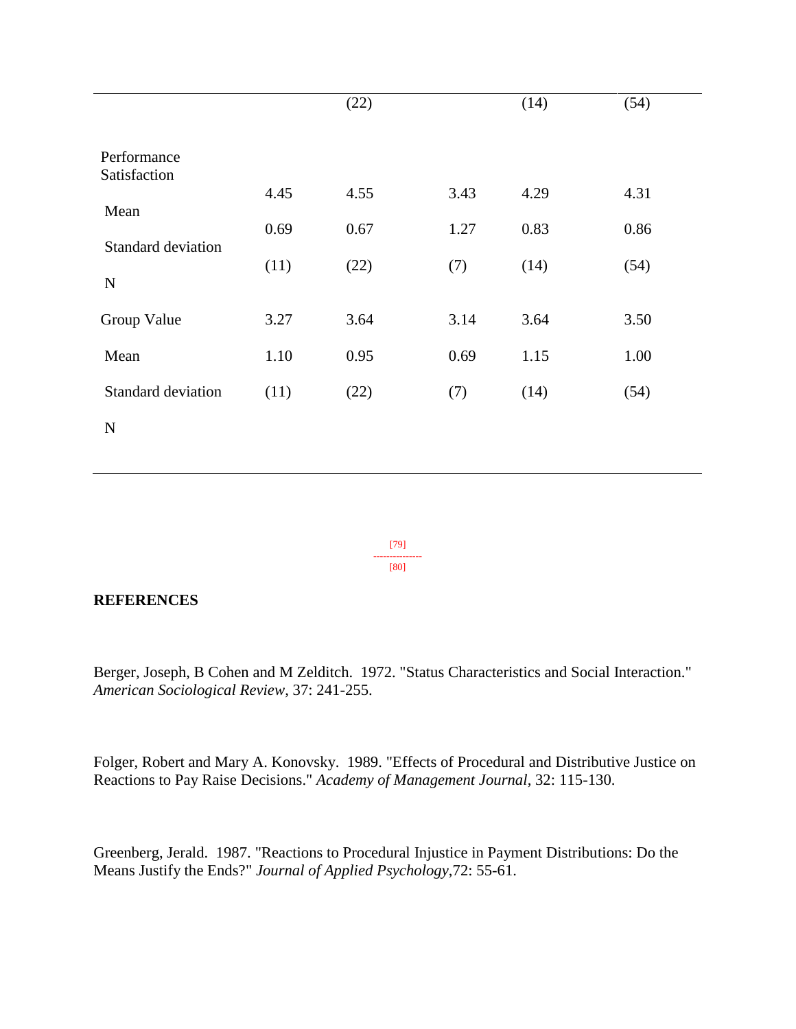| | | (22) | | (14) | (54) |
|---|---|---|---|---|---|
| Performance Satisfaction | | | | | |
| Mean | 4.45 | 4.55 | 3.43 | 4.29 | 4.31 |
| Standard deviation | 0.69 | 0.67 | 1.27 | 0.83 | 0.86 |
| N | (11) | (22) | (7) | (14) | (54) |
| Group Value | | | | | |
| Mean | 3.27 | 3.64 | 3.14 | 3.64 | 3.50 |
| Standard deviation | 1.10 | 0.95 | 0.69 | 1.15 | 1.00 |
| N | (11) | (22) | (7) | (14) | (54) |

[79]
---------------
[80]

**REFERENCES**

Berger, Joseph, B Cohen and M Zelditch. 1972. "Status Characteristics and Social Interaction." *American Sociological Review*, 37: 241-255.

Folger, Robert and Mary A. Konovsky. 1989. "Effects of Procedural and Distributive Justice on Reactions to Pay Raise Decisions." *Academy of Management Journal*, 32: 115-130.

Greenberg, Jerald. 1987. "Reactions to Procedural Injustice in Payment Distributions: Do the Means Justify the Ends?" *Journal of Applied Psychology*,72: 55-61.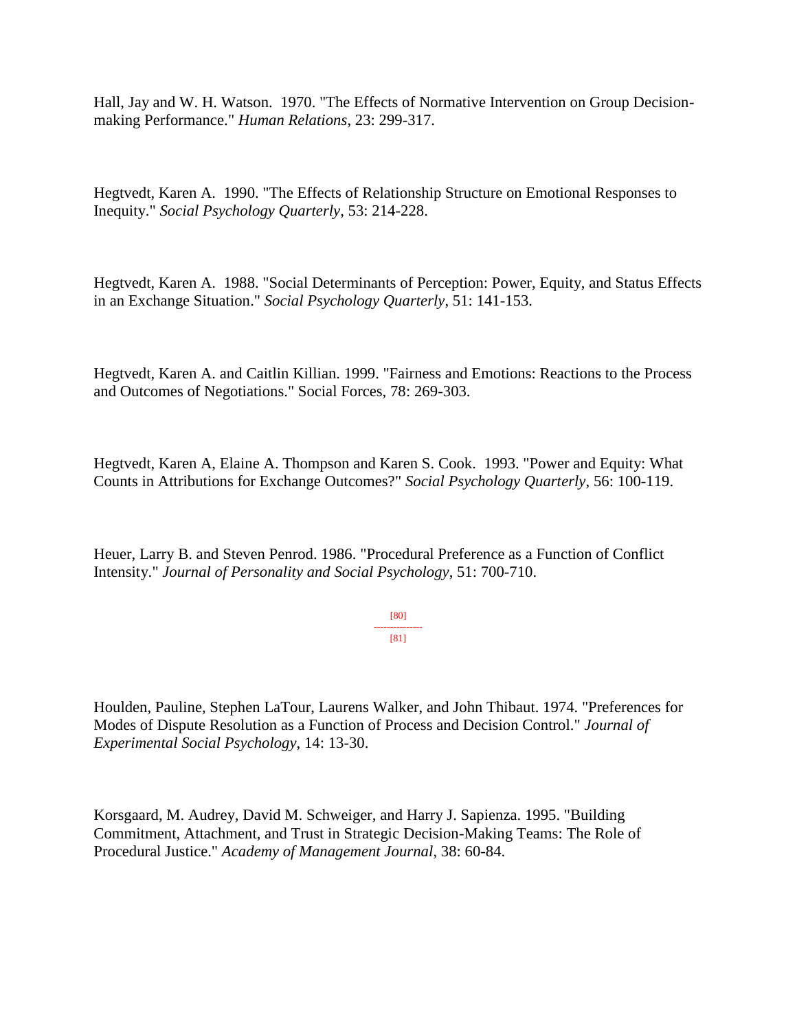Hall, Jay and W. H. Watson. 1970. "The Effects of Normative Intervention on Group Decision-making Performance." *Human Relations*, 23: 299-317.

Hegtvedt, Karen A. 1990. "The Effects of Relationship Structure on Emotional Responses to Inequity." *Social Psychology Quarterly*, 53: 214-228.

Hegtvedt, Karen A. 1988. "Social Determinants of Perception: Power, Equity, and Status Effects in an Exchange Situation." *Social Psychology Quarterly*, 51: 141-153.

Hegtvedt, Karen A. and Caitlin Killian. 1999. "Fairness and Emotions: Reactions to the Process and Outcomes of Negotiations." Social Forces, 78: 269-303.

Hegtvedt, Karen A, Elaine A. Thompson and Karen S. Cook. 1993. "Power and Equity: What Counts in Attributions for Exchange Outcomes?" *Social Psychology Quarterly*, 56: 100-119.

Heuer, Larry B. and Steven Penrod. 1986. "Procedural Preference as a Function of Conflict Intensity." *Journal of Personality and Social Psychology*, 51: 700-710.

Houlden, Pauline, Stephen LaTour, Laurens Walker, and John Thibaut. 1974. "Preferences for Modes of Dispute Resolution as a Function of Process and Decision Control." *Journal of Experimental Social Psychology*, 14: 13-30.

Korsgaard, M. Audrey, David M. Schweiger, and Harry J. Sapienza. 1995. "Building Commitment, Attachment, and Trust in Strategic Decision-Making Teams: The Role of Procedural Justice." *Academy of Management Journal*, 38: 60-84.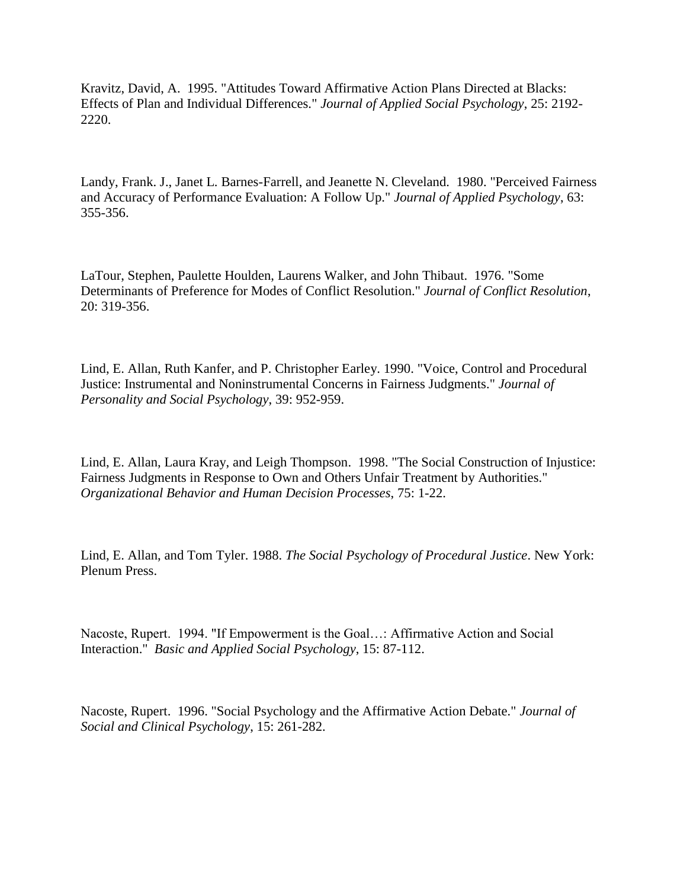Kravitz, David, A. 1995. "Attitudes Toward Affirmative Action Plans Directed at Blacks: Effects of Plan and Individual Differences." *Journal of Applied Social Psychology*, 25: 2192-2220.

Landy, Frank. J., Janet L. Barnes-Farrell, and Jeanette N. Cleveland. 1980. "Perceived Fairness and Accuracy of Performance Evaluation: A Follow Up." *Journal of Applied Psychology*, 63: 355-356.

LaTour, Stephen, Paulette Houlden, Laurens Walker, and John Thibaut. 1976. "Some Determinants of Preference for Modes of Conflict Resolution." *Journal of Conflict Resolution*, 20: 319-356.

Lind, E. Allan, Ruth Kanfer, and P. Christopher Earley. 1990. "Voice, Control and Procedural Justice: Instrumental and Noninstrumental Concerns in Fairness Judgments." *Journal of Personality and Social Psychology*, 39: 952-959.

Lind, E. Allan, Laura Kray, and Leigh Thompson. 1998. "The Social Construction of Injustice: Fairness Judgments in Response to Own and Others Unfair Treatment by Authorities." *Organizational Behavior and Human Decision Processes*, 75: 1-22.

Lind, E. Allan, and Tom Tyler. 1988. *The Social Psychology of Procedural Justice*. New York: Plenum Press.

Nacoste, Rupert. 1994. "If Empowerment is the Goal…: Affirmative Action and Social Interaction." *Basic and Applied Social Psychology*, 15: 87-112.

Nacoste, Rupert. 1996. "Social Psychology and the Affirmative Action Debate." *Journal of Social and Clinical Psychology*, 15: 261-282.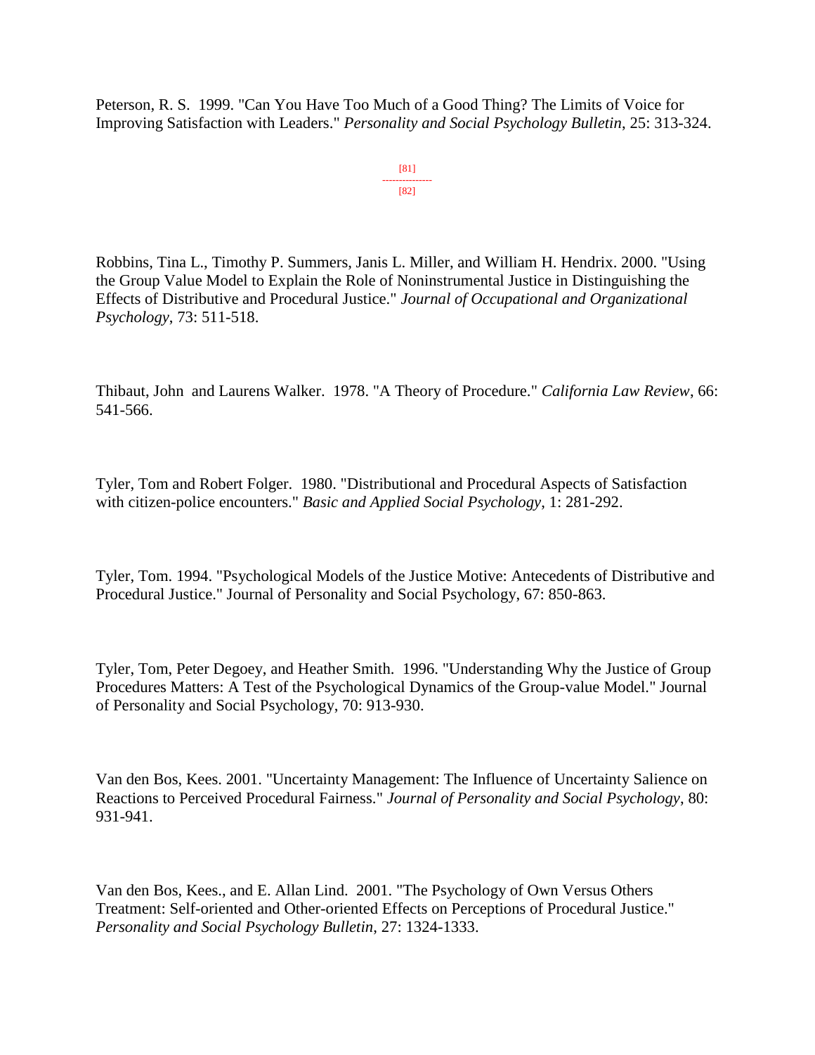Peterson, R. S. 1999. "Can You Have Too Much of a Good Thing? The Limits of Voice for Improving Satisfaction with Leaders." *Personality and Social Psychology Bulletin*, 25: 313-324.

Robbins, Tina L., Timothy P. Summers, Janis L. Miller, and William H. Hendrix. 2000. "Using the Group Value Model to Explain the Role of Noninstrumental Justice in Distinguishing the Effects of Distributive and Procedural Justice." *Journal of Occupational and Organizational Psychology*, 73: 511-518.

Thibaut, John and Laurens Walker. 1978. "A Theory of Procedure." *California Law Review*, 66: 541-566.

Tyler, Tom and Robert Folger. 1980. "Distributional and Procedural Aspects of Satisfaction with citizen-police encounters." *Basic and Applied Social Psychology*, 1: 281-292.

Tyler, Tom. 1994. "Psychological Models of the Justice Motive: Antecedents of Distributive and Procedural Justice." Journal of Personality and Social Psychology, 67: 850-863.

Tyler, Tom, Peter Degoey, and Heather Smith. 1996. "Understanding Why the Justice of Group Procedures Matters: A Test of the Psychological Dynamics of the Group-value Model." Journal of Personality and Social Psychology, 70: 913-930.

Van den Bos, Kees. 2001. "Uncertainty Management: The Influence of Uncertainty Salience on Reactions to Perceived Procedural Fairness." *Journal of Personality and Social Psychology*, 80: 931-941.

Van den Bos, Kees., and E. Allan Lind. 2001. "The Psychology of Own Versus Others Treatment: Self-oriented and Other-oriented Effects on Perceptions of Procedural Justice." *Personality and Social Psychology Bulletin*, 27: 1324-1333.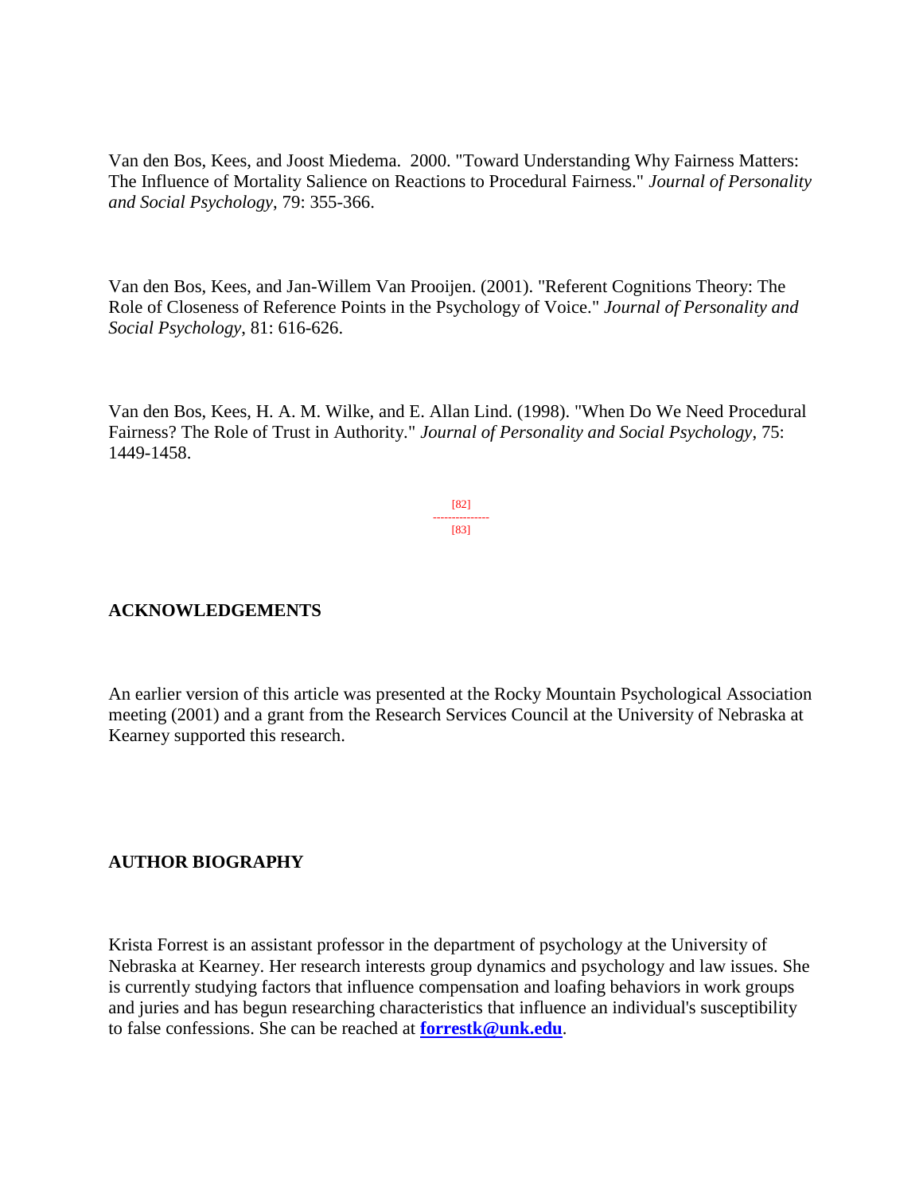Van den Bos, Kees, and Joost Miedema. 2000. "Toward Understanding Why Fairness Matters: The Influence of Mortality Salience on Reactions to Procedural Fairness." *Journal of Personality and Social Psychology*, 79: 355-366.

Van den Bos, Kees, and Jan-Willem Van Prooijen. (2001). "Referent Cognitions Theory: The Role of Closeness of Reference Points in the Psychology of Voice." *Journal of Personality and Social Psychology*, 81: 616-626.

Van den Bos, Kees, H. A. M. Wilke, and E. Allan Lind. (1998). "When Do We Need Procedural Fairness? The Role of Trust in Authority." *Journal of Personality and Social Psychology*, 75: 1449-1458.

## ACKNOWLEDGEMENTS

An earlier version of this article was presented at the Rocky Mountain Psychological Association meeting (2001) and a grant from the Research Services Council at the University of Nebraska at Kearney supported this research.

## AUTHOR BIOGRAPHY

Krista Forrest is an assistant professor in the department of psychology at the University of Nebraska at Kearney. Her research interests group dynamics and psychology and law issues. She is currently studying factors that influence compensation and loafing behaviors in work groups and juries and has begun researching characteristics that influence an individual's susceptibility to false confessions. She can be reached at **forrestk@unk.edu**.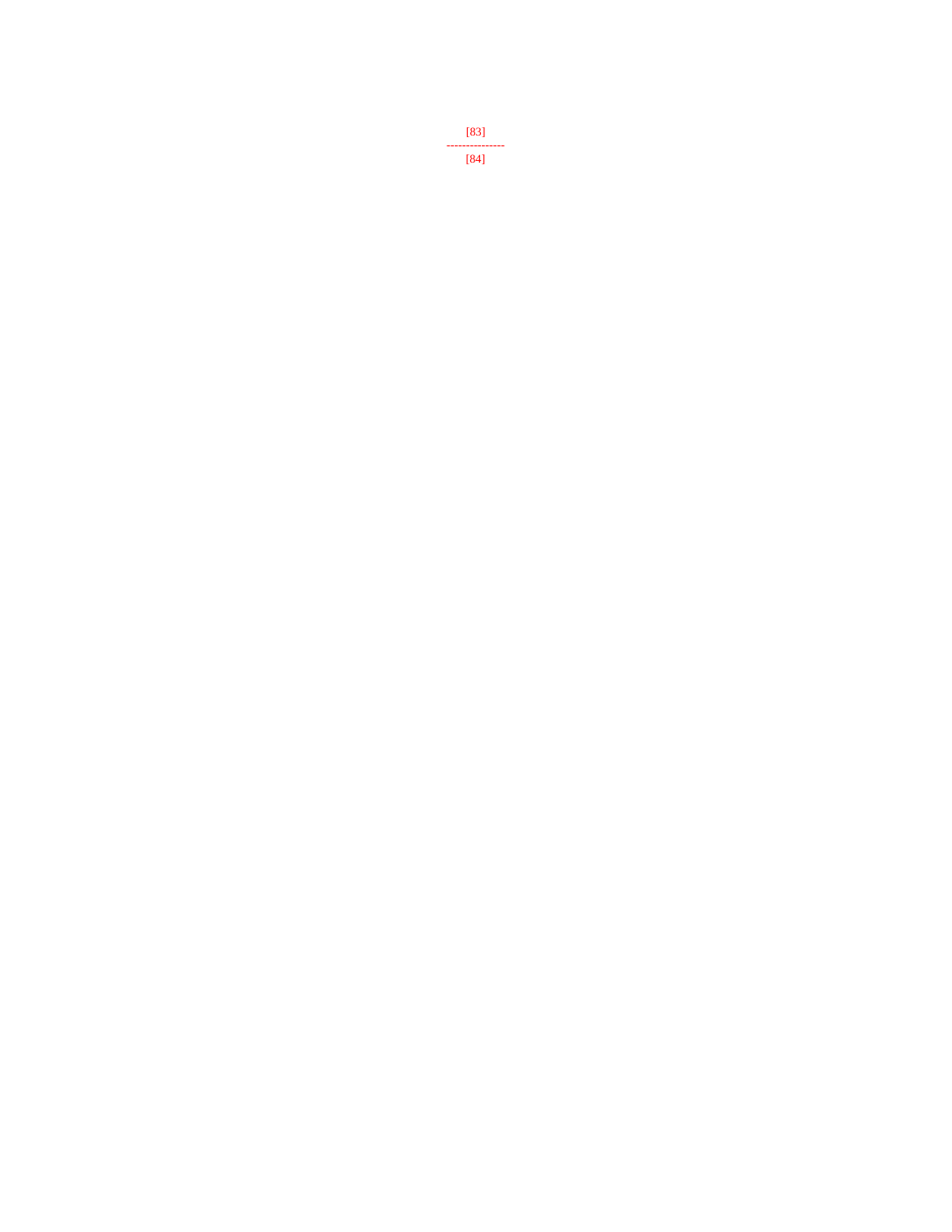[83]

---------------

[84]